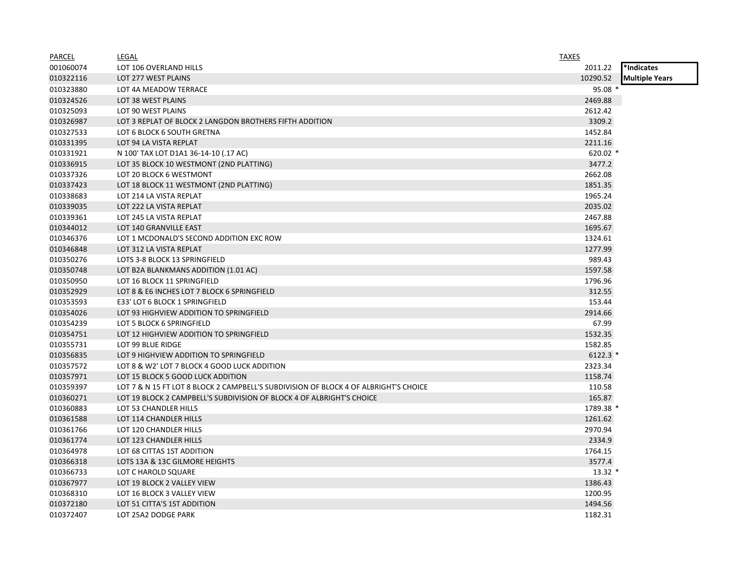| PARCEL | LEGAL | TAXES | |
|---|---|---|---|
| 001060074 | LOT 106 OVERLAND HILLS | 2011.22 | |
| 010322116 | LOT 277 WEST PLAINS | 10290.52 | |
| 010323880 | LOT 4A MEADOW TERRACE | 95.08 | * |
| 010324526 | LOT 38 WEST PLAINS | 2469.88 | |
| 010325093 | LOT 90 WEST PLAINS | 2612.42 | |
| 010326987 | LOT 3 REPLAT OF BLOCK 2 LANGDON BROTHERS FIFTH ADDITION | 3309.2 | |
| 010327533 | LOT 6 BLOCK 6 SOUTH GRETNA | 1452.84 | |
| 010331395 | LOT 94 LA VISTA REPLAT | 2211.16 | |
| 010331921 | N 100' TAX LOT D1A1 36-14-10 (.17 AC) | 620.02 | * |
| 010336915 | LOT 35 BLOCK 10 WESTMONT (2ND PLATTING) | 3477.2 | |
| 010337326 | LOT 20 BLOCK 6 WESTMONT | 2662.08 | |
| 010337423 | LOT 18 BLOCK 11 WESTMONT (2ND PLATTING) | 1851.35 | |
| 010338683 | LOT 214 LA VISTA REPLAT | 1965.24 | |
| 010339035 | LOT 222 LA VISTA REPLAT | 2035.02 | |
| 010339361 | LOT 245 LA VISTA REPLAT | 2467.88 | |
| 010344012 | LOT 140 GRANVILLE EAST | 1695.67 | |
| 010346376 | LOT 1 MCDONALD'S SECOND ADDITION EXC ROW | 1324.61 | |
| 010346848 | LOT 312 LA VISTA REPLAT | 1277.99 | |
| 010350276 | LOTS 3-8 BLOCK 13 SPRINGFIELD | 989.43 | |
| 010350748 | LOT B2A BLANKMANS ADDITION (1.01 AC) | 1597.58 | |
| 010350950 | LOT 16 BLOCK 11 SPRINGFIELD | 1796.96 | |
| 010352929 | LOT 8 & E6 INCHES LOT 7 BLOCK 6 SPRINGFIELD | 312.55 | |
| 010353593 | E33' LOT 6 BLOCK 1 SPRINGFIELD | 153.44 | |
| 010354026 | LOT 93 HIGHVIEW ADDITION TO SPRINGFIELD | 2914.66 | |
| 010354239 | LOT 5 BLOCK 6 SPRINGFIELD | 67.99 | |
| 010354751 | LOT 12 HIGHVIEW ADDITION TO SPRINGFIELD | 1532.35 | |
| 010355731 | LOT 99 BLUE RIDGE | 1582.85 | |
| 010356835 | LOT 9 HIGHVIEW ADDITION TO SPRINGFIELD | 6122.3 | * |
| 010357572 | LOT 8 & W2' LOT 7 BLOCK 4 GOOD LUCK ADDITION | 2323.34 | |
| 010357971 | LOT 15 BLOCK 5 GOOD LUCK ADDITION | 1158.74 | |
| 010359397 | LOT 7 & N 15 FT LOT 8 BLOCK 2 CAMPBELL'S SUBDIVISION OF BLOCK 4 OF ALBRIGHT'S CHOICE | 110.58 | |
| 010360271 | LOT 19 BLOCK 2 CAMPBELL'S SUBDIVISION OF BLOCK 4 OF ALBRIGHT'S CHOICE | 165.87 | |
| 010360883 | LOT 53 CHANDLER HILLS | 1789.38 | * |
| 010361588 | LOT 114 CHANDLER HILLS | 1261.62 | |
| 010361766 | LOT 120 CHANDLER HILLS | 2970.94 | |
| 010361774 | LOT 123 CHANDLER HILLS | 2334.9 | |
| 010364978 | LOT 68 CITTAS 1ST ADDITION | 1764.15 | |
| 010366318 | LOTS 13A & 13C GILMORE HEIGHTS | 3577.4 | |
| 010366733 | LOT C HAROLD SQUARE | 13.32 | * |
| 010367977 | LOT 19 BLOCK 2 VALLEY VIEW | 1386.43 | |
| 010368310 | LOT 16 BLOCK 3 VALLEY VIEW | 1200.95 | |
| 010372180 | LOT 51 CITTA'S 1ST ADDITION | 1494.56 | |
| 010372407 | LOT 25A2 DODGE PARK | 1182.31 | |

**\*Indicates Multiple Years**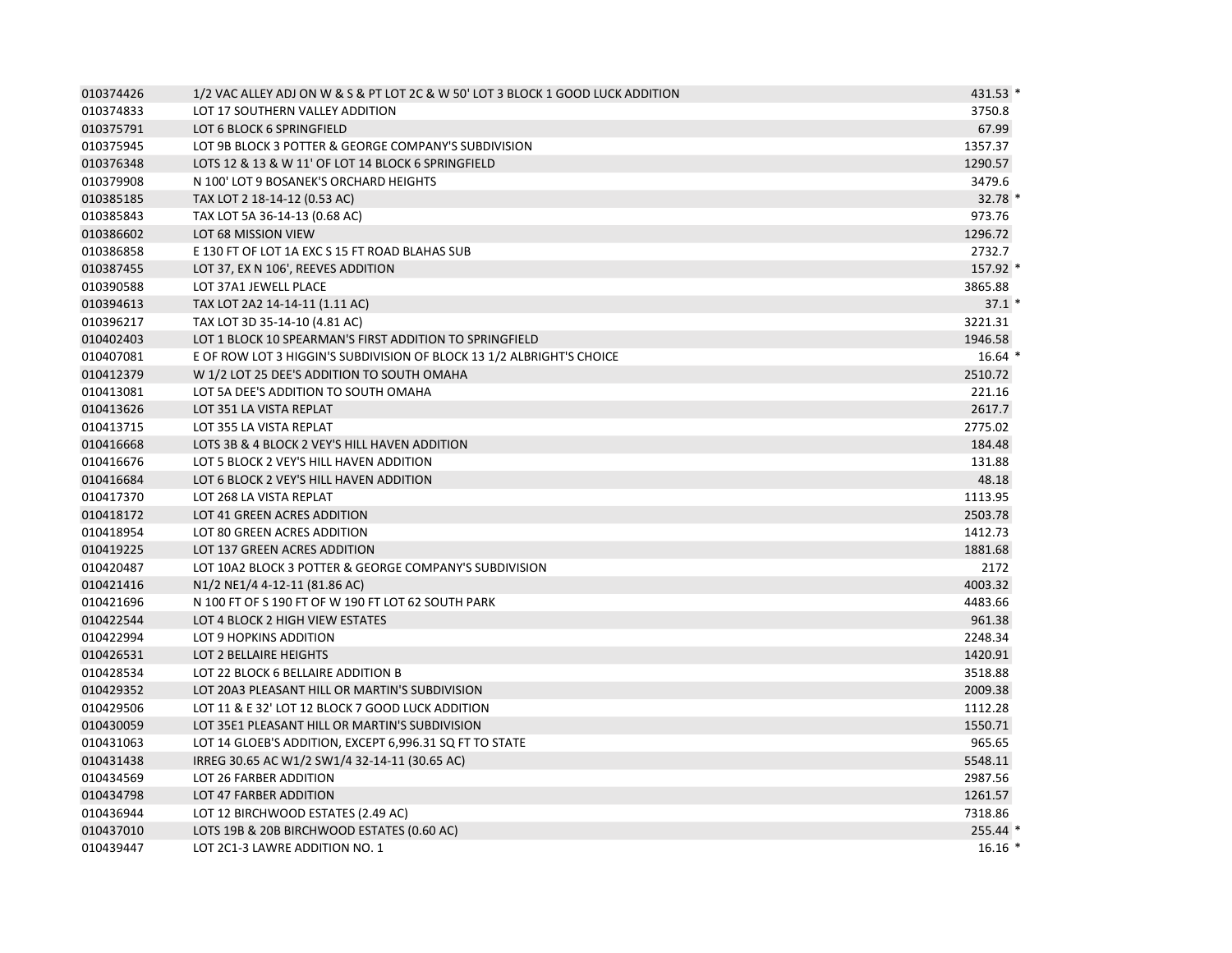| | | |
|---|---|---|
| 010374426 | 1/2 VAC ALLEY ADJ ON W & S & PT LOT 2C & W 50' LOT 3 BLOCK 1 GOOD LUCK ADDITION | 431.53 * |
| 010374833 | LOT 17 SOUTHERN VALLEY ADDITION | 3750.8 |
| 010375791 | LOT 6 BLOCK 6 SPRINGFIELD | 67.99 |
| 010375945 | LOT 9B BLOCK 3 POTTER & GEORGE COMPANY'S SUBDIVISION | 1357.37 |
| 010376348 | LOTS 12 & 13 & W 11' OF LOT 14 BLOCK 6 SPRINGFIELD | 1290.57 |
| 010379908 | N 100' LOT 9 BOSANEK'S ORCHARD HEIGHTS | 3479.6 |
| 010385185 | TAX LOT 2 18-14-12 (0.53 AC) | 32.78 * |
| 010385843 | TAX LOT 5A 36-14-13 (0.68 AC) | 973.76 |
| 010386602 | LOT 68 MISSION VIEW | 1296.72 |
| 010386858 | E 130 FT OF LOT 1A EXC S 15 FT ROAD BLAHAS SUB | 2732.7 |
| 010387455 | LOT 37, EX N 106', REEVES ADDITION | 157.92 * |
| 010390588 | LOT 37A1 JEWELL PLACE | 3865.88 |
| 010394613 | TAX LOT 2A2 14-14-11 (1.11 AC) | 37.1 * |
| 010396217 | TAX LOT 3D 35-14-10 (4.81 AC) | 3221.31 |
| 010402403 | LOT 1 BLOCK 10 SPEARMAN'S FIRST ADDITION TO SPRINGFIELD | 1946.58 |
| 010407081 | E OF ROW LOT 3 HIGGIN'S SUBDIVISION OF BLOCK 13 1/2 ALBRIGHT'S CHOICE | 16.64 * |
| 010412379 | W 1/2 LOT 25 DEE'S ADDITION TO SOUTH OMAHA | 2510.72 |
| 010413081 | LOT 5A DEE'S ADDITION TO SOUTH OMAHA | 221.16 |
| 010413626 | LOT 351 LA VISTA REPLAT | 2617.7 |
| 010413715 | LOT 355 LA VISTA REPLAT | 2775.02 |
| 010416668 | LOTS 3B & 4 BLOCK 2 VEY'S HILL HAVEN ADDITION | 184.48 |
| 010416676 | LOT 5 BLOCK 2 VEY'S HILL HAVEN ADDITION | 131.88 |
| 010416684 | LOT 6 BLOCK 2 VEY'S HILL HAVEN ADDITION | 48.18 |
| 010417370 | LOT 268 LA VISTA REPLAT | 1113.95 |
| 010418172 | LOT 41 GREEN ACRES ADDITION | 2503.78 |
| 010418954 | LOT 80 GREEN ACRES ADDITION | 1412.73 |
| 010419225 | LOT 137 GREEN ACRES ADDITION | 1881.68 |
| 010420487 | LOT 10A2 BLOCK 3 POTTER & GEORGE COMPANY'S SUBDIVISION | 2172 |
| 010421416 | N1/2 NE1/4 4-12-11 (81.86 AC) | 4003.32 |
| 010421696 | N 100 FT OF S 190 FT OF W 190 FT LOT 62 SOUTH PARK | 4483.66 |
| 010422544 | LOT 4 BLOCK 2 HIGH VIEW ESTATES | 961.38 |
| 010422994 | LOT 9 HOPKINS ADDITION | 2248.34 |
| 010426531 | LOT 2 BELLAIRE HEIGHTS | 1420.91 |
| 010428534 | LOT 22 BLOCK 6 BELLAIRE ADDITION B | 3518.88 |
| 010429352 | LOT 20A3 PLEASANT HILL OR MARTIN'S SUBDIVISION | 2009.38 |
| 010429506 | LOT 11 & E 32' LOT 12 BLOCK 7 GOOD LUCK ADDITION | 1112.28 |
| 010430059 | LOT 35E1 PLEASANT HILL OR MARTIN'S SUBDIVISION | 1550.71 |
| 010431063 | LOT 14 GLOEB'S ADDITION, EXCEPT 6,996.31 SQ FT TO STATE | 965.65 |
| 010431438 | IRREG 30.65 AC W1/2 SW1/4 32-14-11 (30.65 AC) | 5548.11 |
| 010434569 | LOT 26 FARBER ADDITION | 2987.56 |
| 010434798 | LOT 47 FARBER ADDITION | 1261.57 |
| 010436944 | LOT 12 BIRCHWOOD ESTATES (2.49 AC) | 7318.86 |
| 010437010 | LOTS 19B & 20B BIRCHWOOD ESTATES (0.60 AC) | 255.44 * |
| 010439447 | LOT 2C1-3 LAWRE ADDITION NO. 1 | 16.16 * |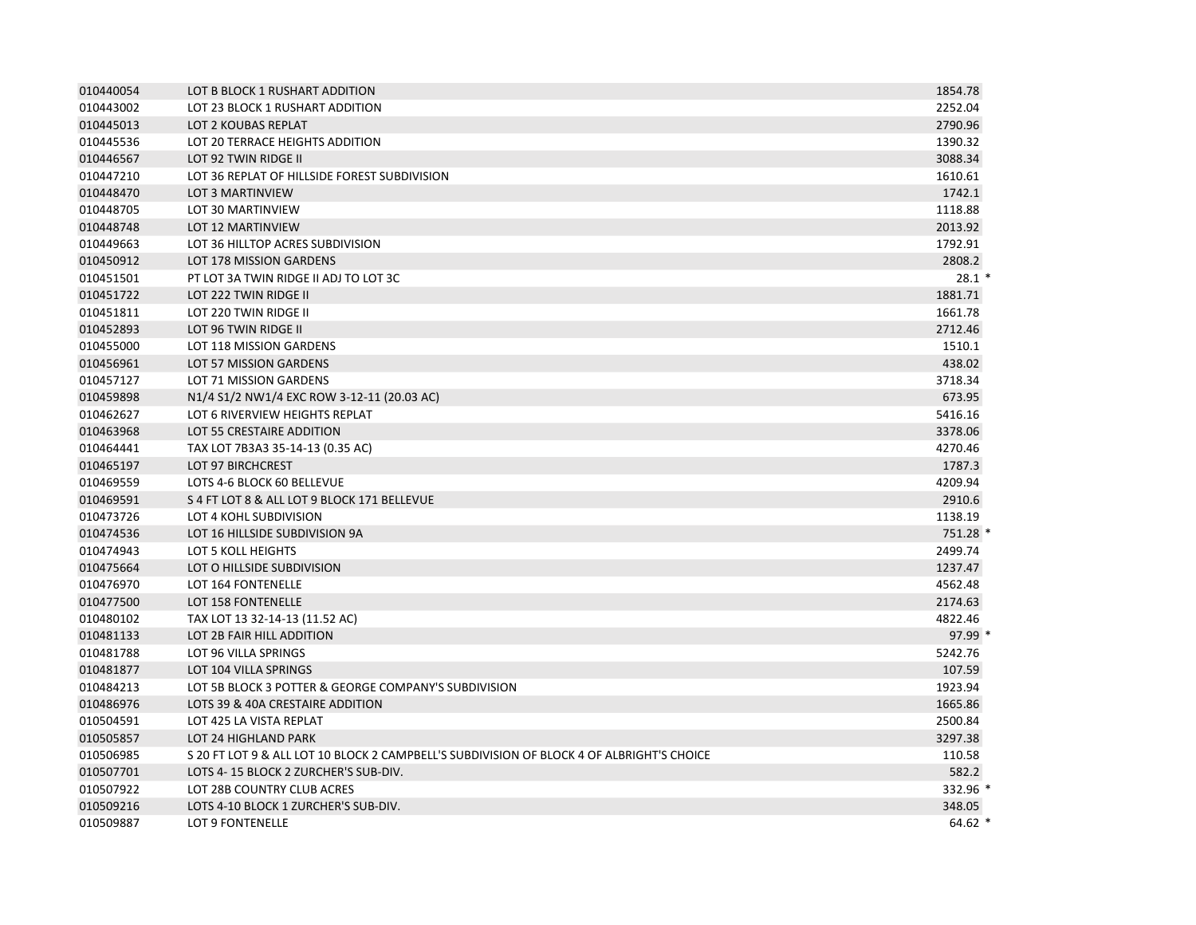| | | | |
|---|---|---|---|
| 010440054 | LOT B BLOCK 1 RUSHART ADDITION | 1854.78 | |
| 010443002 | LOT 23 BLOCK 1 RUSHART ADDITION | 2252.04 | |
| 010445013 | LOT 2 KOUBAS REPLAT | 2790.96 | |
| 010445536 | LOT 20 TERRACE HEIGHTS ADDITION | 1390.32 | |
| 010446567 | LOT 92 TWIN RIDGE II | 3088.34 | |
| 010447210 | LOT 36 REPLAT OF HILLSIDE FOREST SUBDIVISION | 1610.61 | |
| 010448470 | LOT 3 MARTINVIEW | 1742.1 | |
| 010448705 | LOT 30 MARTINVIEW | 1118.88 | |
| 010448748 | LOT 12 MARTINVIEW | 2013.92 | |
| 010449663 | LOT 36 HILLTOP ACRES SUBDIVISION | 1792.91 | |
| 010450912 | LOT 178 MISSION GARDENS | 2808.2 | |
| 010451501 | PT LOT 3A TWIN RIDGE II ADJ TO LOT 3C | 28.1 | * |
| 010451722 | LOT 222 TWIN RIDGE II | 1881.71 | |
| 010451811 | LOT 220 TWIN RIDGE II | 1661.78 | |
| 010452893 | LOT 96 TWIN RIDGE II | 2712.46 | |
| 010455000 | LOT 118 MISSION GARDENS | 1510.1 | |
| 010456961 | LOT 57 MISSION GARDENS | 438.02 | |
| 010457127 | LOT 71 MISSION GARDENS | 3718.34 | |
| 010459898 | N1/4 S1/2 NW1/4 EXC ROW 3-12-11 (20.03 AC) | 673.95 | |
| 010462627 | LOT 6 RIVERVIEW HEIGHTS REPLAT | 5416.16 | |
| 010463968 | LOT 55 CRESTAIRE ADDITION | 3378.06 | |
| 010464441 | TAX LOT 7B3A3 35-14-13 (0.35 AC) | 4270.46 | |
| 010465197 | LOT 97 BIRCHCREST | 1787.3 | |
| 010469559 | LOTS 4-6 BLOCK 60 BELLEVUE | 4209.94 | |
| 010469591 | S 4 FT LOT 8 & ALL LOT 9 BLOCK 171 BELLEVUE | 2910.6 | |
| 010473726 | LOT 4 KOHL SUBDIVISION | 1138.19 | |
| 010474536 | LOT 16 HILLSIDE SUBDIVISION 9A | 751.28 | * |
| 010474943 | LOT 5 KOLL HEIGHTS | 2499.74 | |
| 010475664 | LOT O HILLSIDE SUBDIVISION | 1237.47 | |
| 010476970 | LOT 164 FONTENELLE | 4562.48 | |
| 010477500 | LOT 158 FONTENELLE | 2174.63 | |
| 010480102 | TAX LOT 13 32-14-13 (11.52 AC) | 4822.46 | |
| 010481133 | LOT 2B FAIR HILL ADDITION | 97.99 | * |
| 010481788 | LOT 96 VILLA SPRINGS | 5242.76 | |
| 010481877 | LOT 104 VILLA SPRINGS | 107.59 | |
| 010484213 | LOT 5B BLOCK 3 POTTER & GEORGE COMPANY'S SUBDIVISION | 1923.94 | |
| 010486976 | LOTS 39 & 40A CRESTAIRE ADDITION | 1665.86 | |
| 010504591 | LOT 425 LA VISTA REPLAT | 2500.84 | |
| 010505857 | LOT 24 HIGHLAND PARK | 3297.38 | |
| 010506985 | S 20 FT LOT 9 & ALL LOT 10 BLOCK 2 CAMPBELL'S SUBDIVISION OF BLOCK 4 OF ALBRIGHT'S CHOICE | 110.58 | |
| 010507701 | LOTS 4- 15 BLOCK 2 ZURCHER'S SUB-DIV. | 582.2 | |
| 010507922 | LOT 28B COUNTRY CLUB ACRES | 332.96 | * |
| 010509216 | LOTS 4-10 BLOCK 1 ZURCHER'S SUB-DIV. | 348.05 | |
| 010509887 | LOT 9 FONTENELLE | 64.62 | * |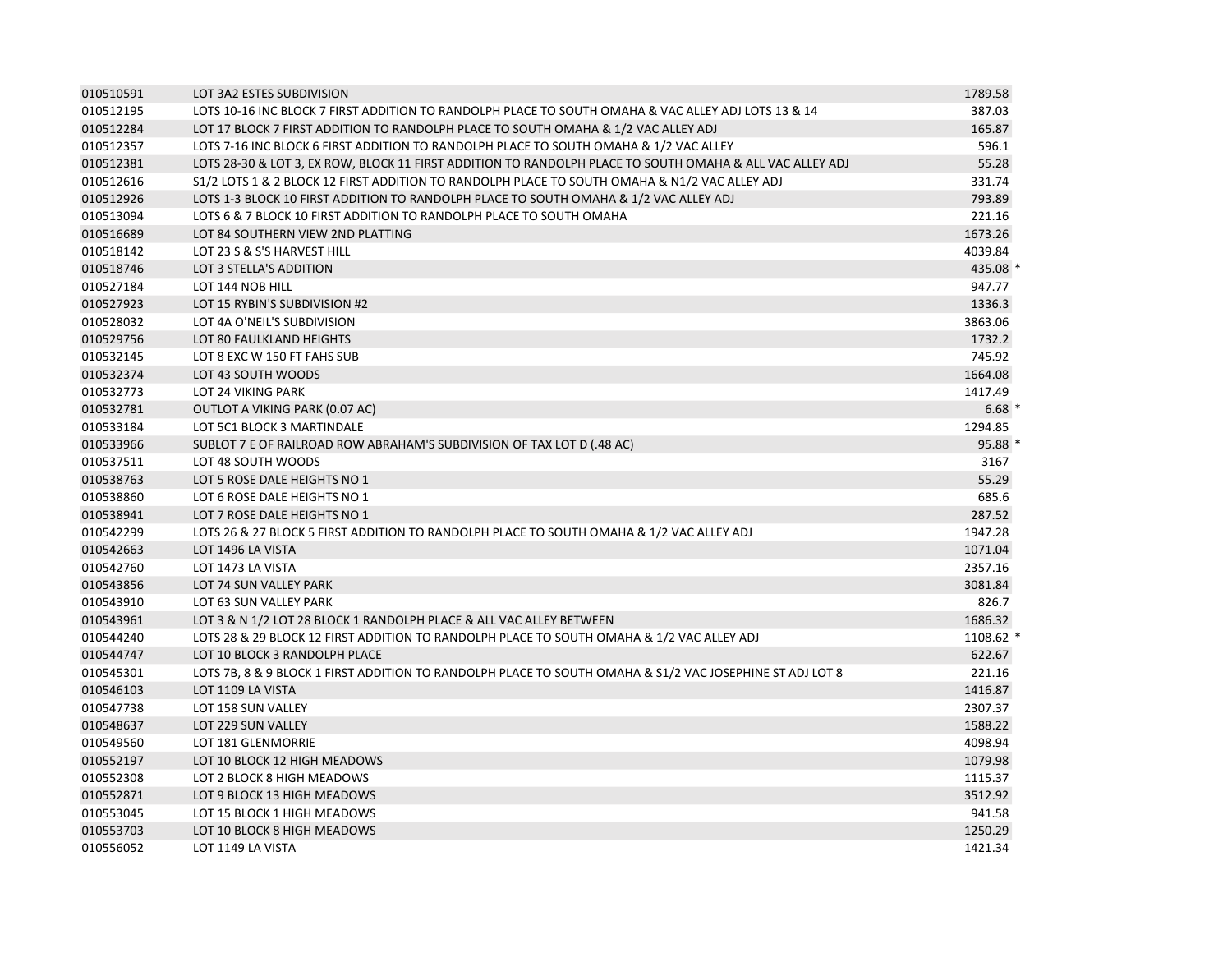| | | | |
|---|---|---|---|
| 010510591 | LOT 3A2 ESTES SUBDIVISION | 1789.58 | |
| 010512195 | LOTS 10-16 INC BLOCK 7 FIRST ADDITION TO RANDOLPH PLACE TO SOUTH OMAHA & VAC ALLEY ADJ LOTS 13 & 14 | 387.03 | |
| 010512284 | LOT 17 BLOCK 7 FIRST ADDITION TO RANDOLPH PLACE TO SOUTH OMAHA & 1/2 VAC ALLEY ADJ | 165.87 | |
| 010512357 | LOTS 7-16 INC BLOCK 6 FIRST ADDITION TO RANDOLPH PLACE TO SOUTH OMAHA & 1/2 VAC ALLEY | 596.1 | |
| 010512381 | LOTS 28-30 & LOT 3, EX ROW, BLOCK 11 FIRST ADDITION TO RANDOLPH PLACE TO SOUTH OMAHA & ALL VAC ALLEY ADJ | 55.28 | |
| 010512616 | S1/2 LOTS 1 & 2 BLOCK 12 FIRST ADDITION TO RANDOLPH PLACE TO SOUTH OMAHA & N1/2 VAC ALLEY ADJ | 331.74 | |
| 010512926 | LOTS 1-3 BLOCK 10 FIRST ADDITION TO RANDOLPH PLACE TO SOUTH OMAHA & 1/2 VAC ALLEY ADJ | 793.89 | |
| 010513094 | LOTS 6 & 7 BLOCK 10 FIRST ADDITION TO RANDOLPH PLACE TO SOUTH OMAHA | 221.16 | |
| 010516689 | LOT 84 SOUTHERN VIEW 2ND PLATTING | 1673.26 | |
| 010518142 | LOT 23 S & S'S HARVEST HILL | 4039.84 | |
| 010518746 | LOT 3 STELLA'S ADDITION | 435.08 | * |
| 010527184 | LOT 144 NOB HILL | 947.77 | |
| 010527923 | LOT 15 RYBIN'S SUBDIVISION #2 | 1336.3 | |
| 010528032 | LOT 4A O'NEIL'S SUBDIVISION | 3863.06 | |
| 010529756 | LOT 80 FAULKLAND HEIGHTS | 1732.2 | |
| 010532145 | LOT 8 EXC W 150 FT FAHS SUB | 745.92 | |
| 010532374 | LOT 43 SOUTH WOODS | 1664.08 | |
| 010532773 | LOT 24 VIKING PARK | 1417.49 | |
| 010532781 | OUTLOT A VIKING PARK (0.07 AC) | 6.68 | * |
| 010533184 | LOT 5C1 BLOCK 3 MARTINDALE | 1294.85 | |
| 010533966 | SUBLOT 7 E OF RAILROAD ROW ABRAHAM'S SUBDIVISION OF TAX LOT D (.48 AC) | 95.88 | * |
| 010537511 | LOT 48 SOUTH WOODS | 3167 | |
| 010538763 | LOT 5 ROSE DALE HEIGHTS NO 1 | 55.29 | |
| 010538860 | LOT 6 ROSE DALE HEIGHTS NO 1 | 685.6 | |
| 010538941 | LOT 7 ROSE DALE HEIGHTS NO 1 | 287.52 | |
| 010542299 | LOTS 26 & 27 BLOCK 5 FIRST ADDITION TO RANDOLPH PLACE TO SOUTH OMAHA & 1/2 VAC ALLEY ADJ | 1947.28 | |
| 010542663 | LOT 1496 LA VISTA | 1071.04 | |
| 010542760 | LOT 1473 LA VISTA | 2357.16 | |
| 010543856 | LOT 74 SUN VALLEY PARK | 3081.84 | |
| 010543910 | LOT 63 SUN VALLEY PARK | 826.7 | |
| 010543961 | LOT 3 & N 1/2 LOT 28 BLOCK 1 RANDOLPH PLACE & ALL VAC ALLEY BETWEEN | 1686.32 | |
| 010544240 | LOTS 28 & 29 BLOCK 12 FIRST ADDITION TO RANDOLPH PLACE TO SOUTH OMAHA & 1/2 VAC ALLEY ADJ | 1108.62 | * |
| 010544747 | LOT 10 BLOCK 3 RANDOLPH PLACE | 622.67 | |
| 010545301 | LOTS 7B, 8 & 9 BLOCK 1 FIRST ADDITION TO RANDOLPH PLACE TO SOUTH OMAHA & S1/2 VAC JOSEPHINE ST ADJ LOT 8 | 221.16 | |
| 010546103 | LOT 1109 LA VISTA | 1416.87 | |
| 010547738 | LOT 158 SUN VALLEY | 2307.37 | |
| 010548637 | LOT 229 SUN VALLEY | 1588.22 | |
| 010549560 | LOT 181 GLENMORRIE | 4098.94 | |
| 010552197 | LOT 10 BLOCK 12 HIGH MEADOWS | 1079.98 | |
| 010552308 | LOT 2 BLOCK 8 HIGH MEADOWS | 1115.37 | |
| 010552871 | LOT 9 BLOCK 13 HIGH MEADOWS | 3512.92 | |
| 010553045 | LOT 15 BLOCK 1 HIGH MEADOWS | 941.58 | |
| 010553703 | LOT 10 BLOCK 8 HIGH MEADOWS | 1250.29 | |
| 010556052 | LOT 1149 LA VISTA | 1421.34 | |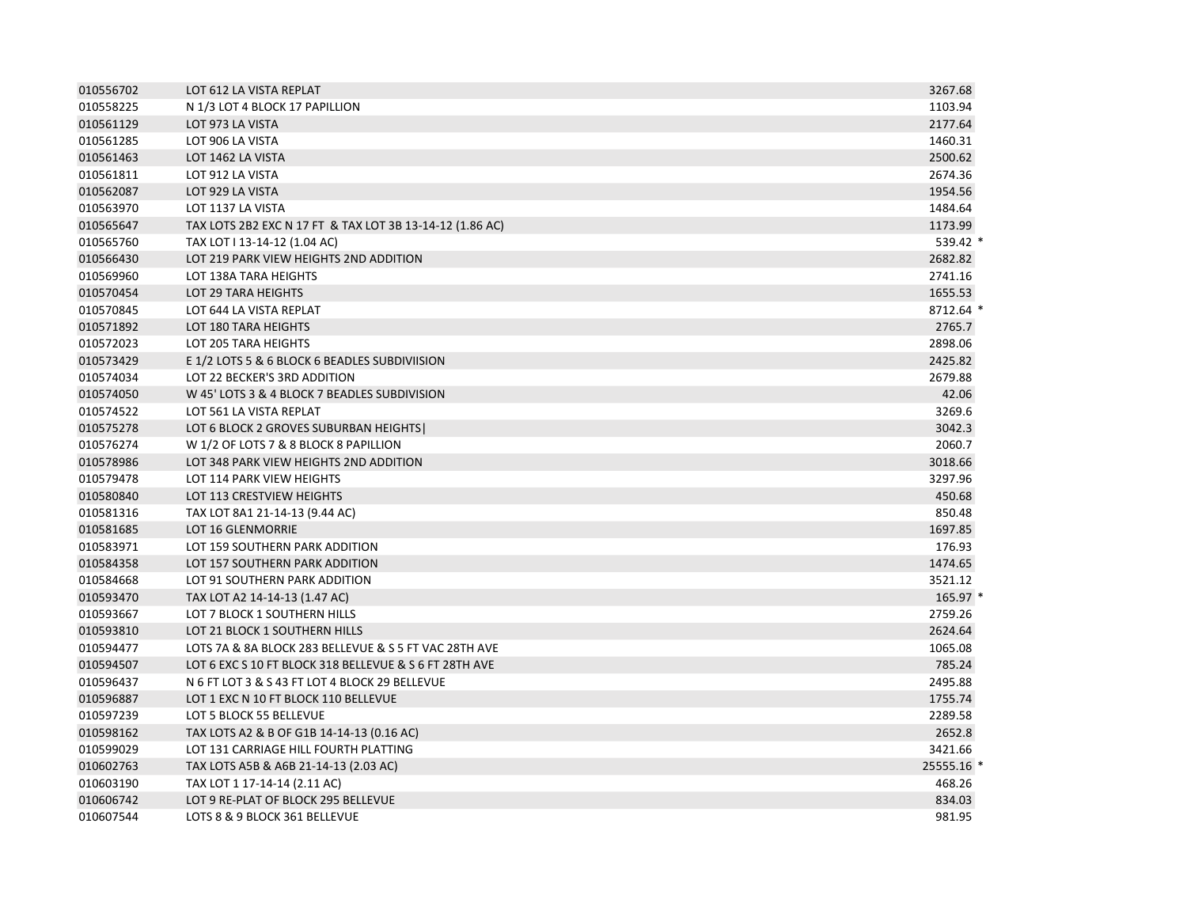| | | |
|---|---|---|
| 010556702 | LOT 612 LA VISTA REPLAT | 3267.68 |
| 010558225 | N 1/3 LOT 4 BLOCK 17 PAPILLION | 1103.94 |
| 010561129 | LOT 973 LA VISTA | 2177.64 |
| 010561285 | LOT 906 LA VISTA | 1460.31 |
| 010561463 | LOT 1462 LA VISTA | 2500.62 |
| 010561811 | LOT 912 LA VISTA | 2674.36 |
| 010562087 | LOT 929 LA VISTA | 1954.56 |
| 010563970 | LOT 1137 LA VISTA | 1484.64 |
| 010565647 | TAX LOTS 2B2 EXC N 17 FT & TAX LOT 3B 13-14-12 (1.86 AC) | 1173.99 |
| 010565760 | TAX LOT I 13-14-12 (1.04 AC) | 539.42 * |
| 010566430 | LOT 219 PARK VIEW HEIGHTS 2ND ADDITION | 2682.82 |
| 010569960 | LOT 138A TARA HEIGHTS | 2741.16 |
| 010570454 | LOT 29 TARA HEIGHTS | 1655.53 |
| 010570845 | LOT 644 LA VISTA REPLAT | 8712.64 * |
| 010571892 | LOT 180 TARA HEIGHTS | 2765.7 |
| 010572023 | LOT 205 TARA HEIGHTS | 2898.06 |
| 010573429 | E 1/2 LOTS 5 & 6 BLOCK 6 BEADLES SUBDIVIISION | 2425.82 |
| 010574034 | LOT 22 BECKER'S 3RD ADDITION | 2679.88 |
| 010574050 | W 45' LOTS 3 & 4 BLOCK 7 BEADLES SUBDIVISION | 42.06 |
| 010574522 | LOT 561 LA VISTA REPLAT | 3269.6 |
| 010575278 | LOT 6 BLOCK 2 GROVES SUBURBAN HEIGHTS\| | 3042.3 |
| 010576274 | W 1/2 OF LOTS 7 & 8 BLOCK 8 PAPILLION | 2060.7 |
| 010578986 | LOT 348 PARK VIEW HEIGHTS 2ND ADDITION | 3018.66 |
| 010579478 | LOT 114 PARK VIEW HEIGHTS | 3297.96 |
| 010580840 | LOT 113 CRESTVIEW HEIGHTS | 450.68 |
| 010581316 | TAX LOT 8A1 21-14-13 (9.44 AC) | 850.48 |
| 010581685 | LOT 16 GLENMORRIE | 1697.85 |
| 010583971 | LOT 159 SOUTHERN PARK ADDITION | 176.93 |
| 010584358 | LOT 157 SOUTHERN PARK ADDITION | 1474.65 |
| 010584668 | LOT 91 SOUTHERN PARK ADDITION | 3521.12 |
| 010593470 | TAX LOT A2 14-14-13 (1.47 AC) | 165.97 * |
| 010593667 | LOT 7 BLOCK 1 SOUTHERN HILLS | 2759.26 |
| 010593810 | LOT 21 BLOCK 1 SOUTHERN HILLS | 2624.64 |
| 010594477 | LOTS 7A & 8A BLOCK 283 BELLEVUE & S 5 FT VAC 28TH AVE | 1065.08 |
| 010594507 | LOT 6 EXC S 10 FT BLOCK 318 BELLEVUE & S 6 FT 28TH AVE | 785.24 |
| 010596437 | N 6 FT LOT 3 & S 43 FT LOT 4 BLOCK 29 BELLEVUE | 2495.88 |
| 010596887 | LOT 1 EXC N 10 FT BLOCK 110 BELLEVUE | 1755.74 |
| 010597239 | LOT 5 BLOCK 55 BELLEVUE | 2289.58 |
| 010598162 | TAX LOTS A2 & B OF G1B 14-14-13 (0.16 AC) | 2652.8 |
| 010599029 | LOT 131 CARRIAGE HILL FOURTH PLATTING | 3421.66 |
| 010602763 | TAX LOTS A5B & A6B 21-14-13 (2.03 AC) | 25555.16 * |
| 010603190 | TAX LOT 1 17-14-14 (2.11 AC) | 468.26 |
| 010606742 | LOT 9 RE-PLAT OF BLOCK 295 BELLEVUE | 834.03 |
| 010607544 | LOTS 8 & 9 BLOCK 361 BELLEVUE | 981.95 |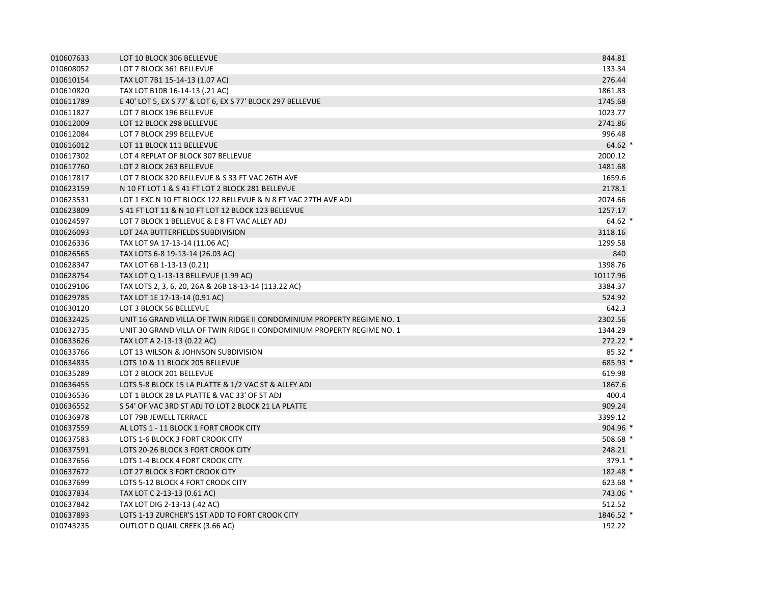| | | | |
|---|---|---|---|
| 010607633 | LOT 10 BLOCK 306 BELLEVUE | 844.81 | |
| 010608052 | LOT 7 BLOCK 361 BELLEVUE | 133.34 | |
| 010610154 | TAX LOT 7B1 15-14-13 (1.07 AC) | 276.44 | |
| 010610820 | TAX LOT B10B 16-14-13 (.21 AC) | 1861.83 | |
| 010611789 | E 40' LOT 5, EX S 77' & LOT 6, EX S 77' BLOCK 297 BELLEVUE | 1745.68 | |
| 010611827 | LOT 7 BLOCK 196 BELLEVUE | 1023.77 | |
| 010612009 | LOT 12 BLOCK 298 BELLEVUE | 2741.86 | |
| 010612084 | LOT 7 BLOCK 299 BELLEVUE | 996.48 | |
| 010616012 | LOT 11 BLOCK 111 BELLEVUE | 64.62 | * |
| 010617302 | LOT 4 REPLAT OF BLOCK 307 BELLEVUE | 2000.12 | |
| 010617760 | LOT 2 BLOCK 263 BELLEVUE | 1481.68 | |
| 010617817 | LOT 7 BLOCK 320 BELLEVUE & S 33 FT VAC 26TH AVE | 1659.6 | |
| 010623159 | N 10 FT LOT 1 & S 41 FT LOT 2 BLOCK 281 BELLEVUE | 2178.1 | |
| 010623531 | LOT 1 EXC N 10 FT BLOCK 122 BELLEVUE & N 8 FT VAC 27TH AVE ADJ | 2074.66 | |
| 010623809 | S 41 FT LOT 11 & N 10 FT LOT 12 BLOCK 123 BELLEVUE | 1257.17 | |
| 010624597 | LOT 7 BLOCK 1 BELLEVUE & E 8 FT VAC ALLEY ADJ | 64.62 | * |
| 010626093 | LOT 24A BUTTERFIELDS SUBDIVISION | 3118.16 | |
| 010626336 | TAX LOT 9A 17-13-14 (11.06 AC) | 1299.58 | |
| 010626565 | TAX LOTS 6-8 19-13-14 (26.03 AC) | 840 | |
| 010628347 | TAX LOT 6B 1-13-13 (0.21) | 1398.76 | |
| 010628754 | TAX LOT Q 1-13-13 BELLEVUE (1.99 AC) | 10117.96 | |
| 010629106 | TAX LOTS 2, 3, 6, 20, 26A & 26B 18-13-14 (113.22 AC) | 3384.37 | |
| 010629785 | TAX LOT 1E 17-13-14 (0.91 AC) | 524.92 | |
| 010630120 | LOT 3 BLOCK 56 BELLEVUE | 642.3 | |
| 010632425 | UNIT 16 GRAND VILLA OF TWIN RIDGE II CONDOMINIUM PROPERTY REGIME NO. 1 | 2302.56 | |
| 010632735 | UNIT 30 GRAND VILLA OF TWIN RIDGE II CONDOMINIUM PROPERTY REGIME NO. 1 | 1344.29 | |
| 010633626 | TAX LOT A 2-13-13 (0.22 AC) | 272.22 | * |
| 010633766 | LOT 13 WILSON & JOHNSON SUBDIVISION | 85.32 | * |
| 010634835 | LOTS 10 & 11 BLOCK 205 BELLEVUE | 685.93 | * |
| 010635289 | LOT 2 BLOCK 201 BELLEVUE | 619.98 | |
| 010636455 | LOTS 5-8 BLOCK 15 LA PLATTE & 1/2 VAC ST & ALLEY ADJ | 1867.6 | |
| 010636536 | LOT 1 BLOCK 28 LA PLATTE & VAC 33' OF ST ADJ | 400.4 | |
| 010636552 | S 54' OF VAC 3RD ST ADJ TO LOT 2 BLOCK 21 LA PLATTE | 909.24 | |
| 010636978 | LOT 79B JEWELL TERRACE | 3399.12 | |
| 010637559 | AL LOTS 1 - 11 BLOCK 1 FORT CROOK CITY | 904.96 | * |
| 010637583 | LOTS 1-6 BLOCK 3 FORT CROOK CITY | 508.68 | * |
| 010637591 | LOTS 20-26 BLOCK 3 FORT CROOK CITY | 248.21 | |
| 010637656 | LOTS 1-4 BLOCK 4 FORT CROOK CITY | 379.1 | * |
| 010637672 | LOT 27 BLOCK 3 FORT CROOK CITY | 182.48 | * |
| 010637699 | LOTS 5-12 BLOCK 4 FORT CROOK CITY | 623.68 | * |
| 010637834 | TAX LOT C 2-13-13 (0.61 AC) | 743.06 | * |
| 010637842 | TAX LOT DIG 2-13-13 (.42 AC) | 512.52 | |
| 010637893 | LOTS 1-13 ZURCHER'S 1ST ADD TO FORT CROOK CITY | 1846.52 | * |
| 010743235 | OUTLOT D QUAIL CREEK (3.66 AC) | 192.22 | |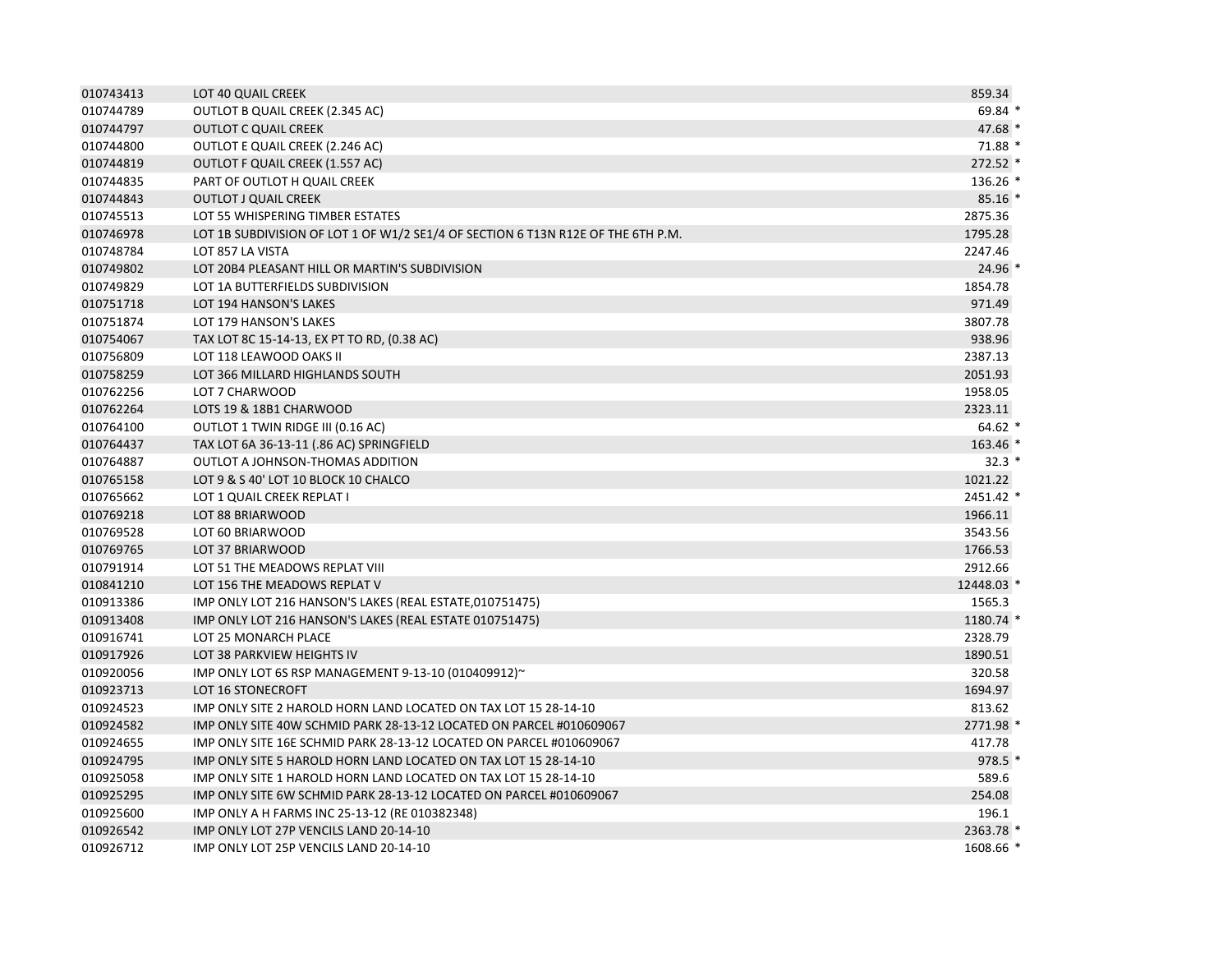| | | | |
|---|---|---|---|
| 010743413 | LOT 40 QUAIL CREEK | 859.34 | |
| 010744789 | OUTLOT B QUAIL CREEK (2.345 AC) | 69.84 | * |
| 010744797 | OUTLOT C QUAIL CREEK | 47.68 | * |
| 010744800 | OUTLOT E QUAIL CREEK (2.246 AC) | 71.88 | * |
| 010744819 | OUTLOT F QUAIL CREEK (1.557 AC) | 272.52 | * |
| 010744835 | PART OF OUTLOT H QUAIL CREEK | 136.26 | * |
| 010744843 | OUTLOT J QUAIL CREEK | 85.16 | * |
| 010745513 | LOT 55 WHISPERING TIMBER ESTATES | 2875.36 | |
| 010746978 | LOT 1B SUBDIVISION OF LOT 1 OF W1/2 SE1/4 OF SECTION 6 T13N R12E OF THE 6TH P.M. | 1795.28 | |
| 010748784 | LOT 857 LA VISTA | 2247.46 | |
| 010749802 | LOT 20B4 PLEASANT HILL OR MARTIN'S SUBDIVISION | 24.96 | * |
| 010749829 | LOT 1A BUTTERFIELDS SUBDIVISION | 1854.78 | |
| 010751718 | LOT 194 HANSON'S LAKES | 971.49 | |
| 010751874 | LOT 179 HANSON'S LAKES | 3807.78 | |
| 010754067 | TAX LOT 8C 15-14-13, EX PT TO RD, (0.38 AC) | 938.96 | |
| 010756809 | LOT 118 LEAWOOD OAKS II | 2387.13 | |
| 010758259 | LOT 366 MILLARD HIGHLANDS SOUTH | 2051.93 | |
| 010762256 | LOT 7 CHARWOOD | 1958.05 | |
| 010762264 | LOTS 19 & 18B1 CHARWOOD | 2323.11 | |
| 010764100 | OUTLOT 1 TWIN RIDGE III (0.16 AC) | 64.62 | * |
| 010764437 | TAX LOT 6A 36-13-11 (.86 AC) SPRINGFIELD | 163.46 | * |
| 010764887 | OUTLOT A JOHNSON-THOMAS ADDITION | 32.3 | * |
| 010765158 | LOT 9 & S 40' LOT 10 BLOCK 10 CHALCO | 1021.22 | |
| 010765662 | LOT 1 QUAIL CREEK REPLAT I | 2451.42 | * |
| 010769218 | LOT 88 BRIARWOOD | 1966.11 | |
| 010769528 | LOT 60 BRIARWOOD | 3543.56 | |
| 010769765 | LOT 37 BRIARWOOD | 1766.53 | |
| 010791914 | LOT 51 THE MEADOWS REPLAT VIII | 2912.66 | |
| 010841210 | LOT 156 THE MEADOWS REPLAT V | 12448.03 | * |
| 010913386 | IMP ONLY LOT 216 HANSON'S LAKES (REAL ESTATE,010751475) | 1565.3 | |
| 010913408 | IMP ONLY LOT 216 HANSON'S LAKES (REAL ESTATE 010751475) | 1180.74 | * |
| 010916741 | LOT 25 MONARCH PLACE | 2328.79 | |
| 010917926 | LOT 38 PARKVIEW HEIGHTS IV | 1890.51 | |
| 010920056 | IMP ONLY LOT 6S RSP MANAGEMENT 9-13-10 (010409912)~ | 320.58 | |
| 010923713 | LOT 16 STONECROFT | 1694.97 | |
| 010924523 | IMP ONLY SITE 2 HAROLD HORN LAND LOCATED ON TAX LOT 15 28-14-10 | 813.62 | |
| 010924582 | IMP ONLY SITE 40W SCHMID PARK 28-13-12 LOCATED ON PARCEL #010609067 | 2771.98 | * |
| 010924655 | IMP ONLY SITE 16E SCHMID PARK 28-13-12 LOCATED ON PARCEL #010609067 | 417.78 | |
| 010924795 | IMP ONLY SITE 5 HAROLD HORN LAND LOCATED ON TAX LOT 15 28-14-10 | 978.5 | * |
| 010925058 | IMP ONLY SITE 1 HAROLD HORN LAND LOCATED ON TAX LOT 15 28-14-10 | 589.6 | |
| 010925295 | IMP ONLY SITE 6W SCHMID PARK 28-13-12 LOCATED ON PARCEL #010609067 | 254.08 | |
| 010925600 | IMP ONLY A H FARMS INC 25-13-12 (RE 010382348) | 196.1 | |
| 010926542 | IMP ONLY LOT 27P VENCILS LAND 20-14-10 | 2363.78 | * |
| 010926712 | IMP ONLY LOT 25P VENCILS LAND 20-14-10 | 1608.66 | * |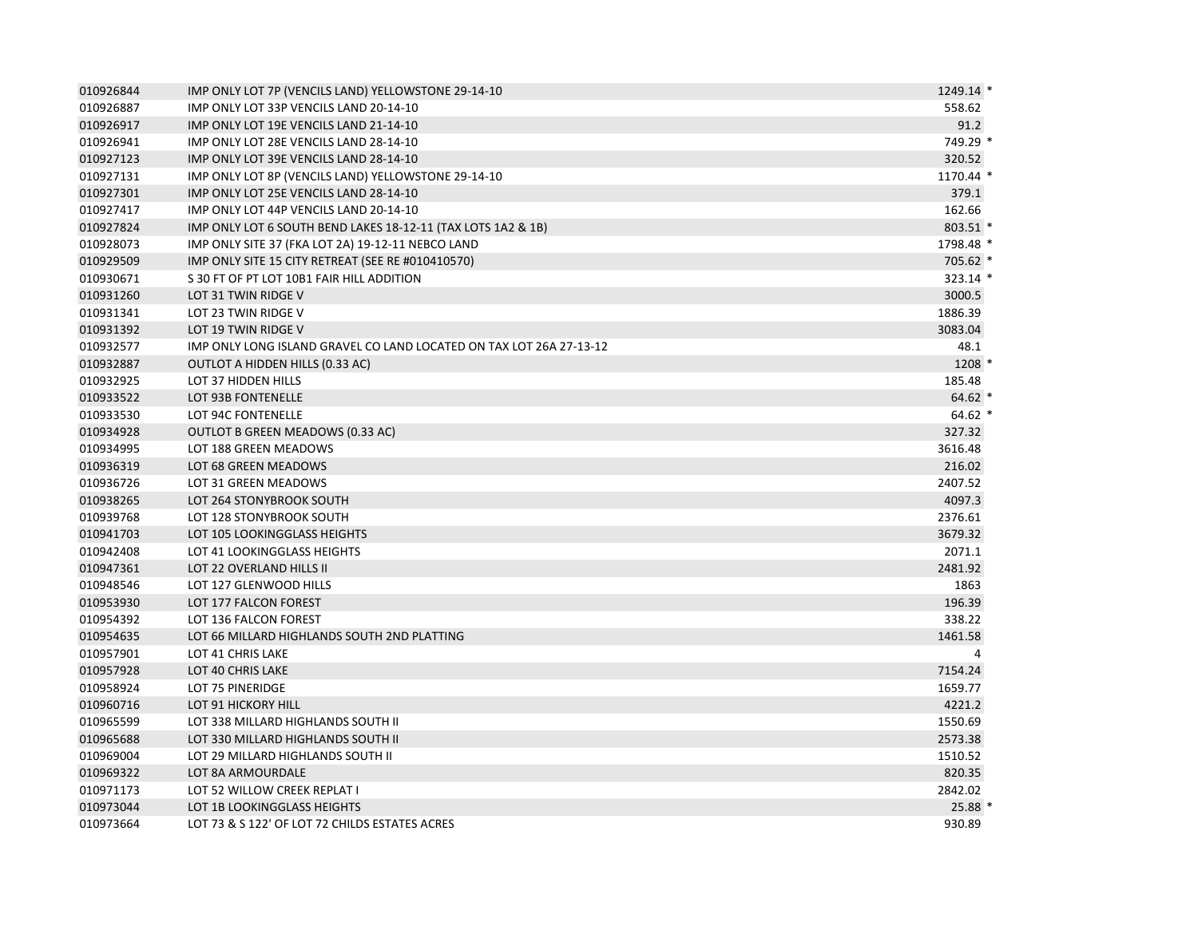| | | | |
|---|---|---|---|
| 010926844 | IMP ONLY LOT 7P (VENCILS LAND) YELLOWSTONE 29-14-10 | 1249.14 | * |
| 010926887 | IMP ONLY LOT 33P VENCILS LAND 20-14-10 | 558.62 | |
| 010926917 | IMP ONLY LOT 19E VENCILS LAND 21-14-10 | 91.2 | |
| 010926941 | IMP ONLY LOT 28E VENCILS LAND 28-14-10 | 749.29 | * |
| 010927123 | IMP ONLY LOT 39E VENCILS LAND 28-14-10 | 320.52 | |
| 010927131 | IMP ONLY LOT 8P (VENCILS LAND) YELLOWSTONE 29-14-10 | 1170.44 | * |
| 010927301 | IMP ONLY LOT 25E VENCILS LAND 28-14-10 | 379.1 | |
| 010927417 | IMP ONLY LOT 44P VENCILS LAND 20-14-10 | 162.66 | |
| 010927824 | IMP ONLY LOT 6 SOUTH BEND LAKES 18-12-11 (TAX LOTS 1A2 & 1B) | 803.51 | * |
| 010928073 | IMP ONLY SITE 37 (FKA LOT 2A) 19-12-11 NEBCO LAND | 1798.48 | * |
| 010929509 | IMP ONLY SITE 15 CITY RETREAT (SEE RE #010410570) | 705.62 | * |
| 010930671 | S 30 FT OF PT LOT 10B1 FAIR HILL ADDITION | 323.14 | * |
| 010931260 | LOT 31 TWIN RIDGE V | 3000.5 | |
| 010931341 | LOT 23 TWIN RIDGE V | 1886.39 | |
| 010931392 | LOT 19 TWIN RIDGE V | 3083.04 | |
| 010932577 | IMP ONLY LONG ISLAND GRAVEL CO LAND LOCATED ON TAX LOT 26A 27-13-12 | 48.1 | |
| 010932887 | OUTLOT A HIDDEN HILLS (0.33 AC) | 1208 | * |
| 010932925 | LOT 37 HIDDEN HILLS | 185.48 | |
| 010933522 | LOT 93B FONTENELLE | 64.62 | * |
| 010933530 | LOT 94C FONTENELLE | 64.62 | * |
| 010934928 | OUTLOT B GREEN MEADOWS (0.33 AC) | 327.32 | |
| 010934995 | LOT 188 GREEN MEADOWS | 3616.48 | |
| 010936319 | LOT 68 GREEN MEADOWS | 216.02 | |
| 010936726 | LOT 31 GREEN MEADOWS | 2407.52 | |
| 010938265 | LOT 264 STONYBROOK SOUTH | 4097.3 | |
| 010939768 | LOT 128 STONYBROOK SOUTH | 2376.61 | |
| 010941703 | LOT 105 LOOKINGGLASS HEIGHTS | 3679.32 | |
| 010942408 | LOT 41 LOOKINGGLASS HEIGHTS | 2071.1 | |
| 010947361 | LOT 22 OVERLAND HILLS II | 2481.92 | |
| 010948546 | LOT 127 GLENWOOD HILLS | 1863 | |
| 010953930 | LOT 177 FALCON FOREST | 196.39 | |
| 010954392 | LOT 136 FALCON FOREST | 338.22 | |
| 010954635 | LOT 66 MILLARD HIGHLANDS SOUTH 2ND PLATTING | 1461.58 | |
| 010957901 | LOT 41 CHRIS LAKE | 4 | |
| 010957928 | LOT 40 CHRIS LAKE | 7154.24 | |
| 010958924 | LOT 75 PINERIDGE | 1659.77 | |
| 010960716 | LOT 91 HICKORY HILL | 4221.2 | |
| 010965599 | LOT 338 MILLARD HIGHLANDS SOUTH II | 1550.69 | |
| 010965688 | LOT 330 MILLARD HIGHLANDS SOUTH II | 2573.38 | |
| 010969004 | LOT 29 MILLARD HIGHLANDS SOUTH II | 1510.52 | |
| 010969322 | LOT 8A ARMOURDALE | 820.35 | |
| 010971173 | LOT 52 WILLOW CREEK REPLAT I | 2842.02 | |
| 010973044 | LOT 1B LOOKINGGLASS HEIGHTS | 25.88 | * |
| 010973664 | LOT 73 & S 122' OF LOT 72 CHILDS ESTATES ACRES | 930.89 | |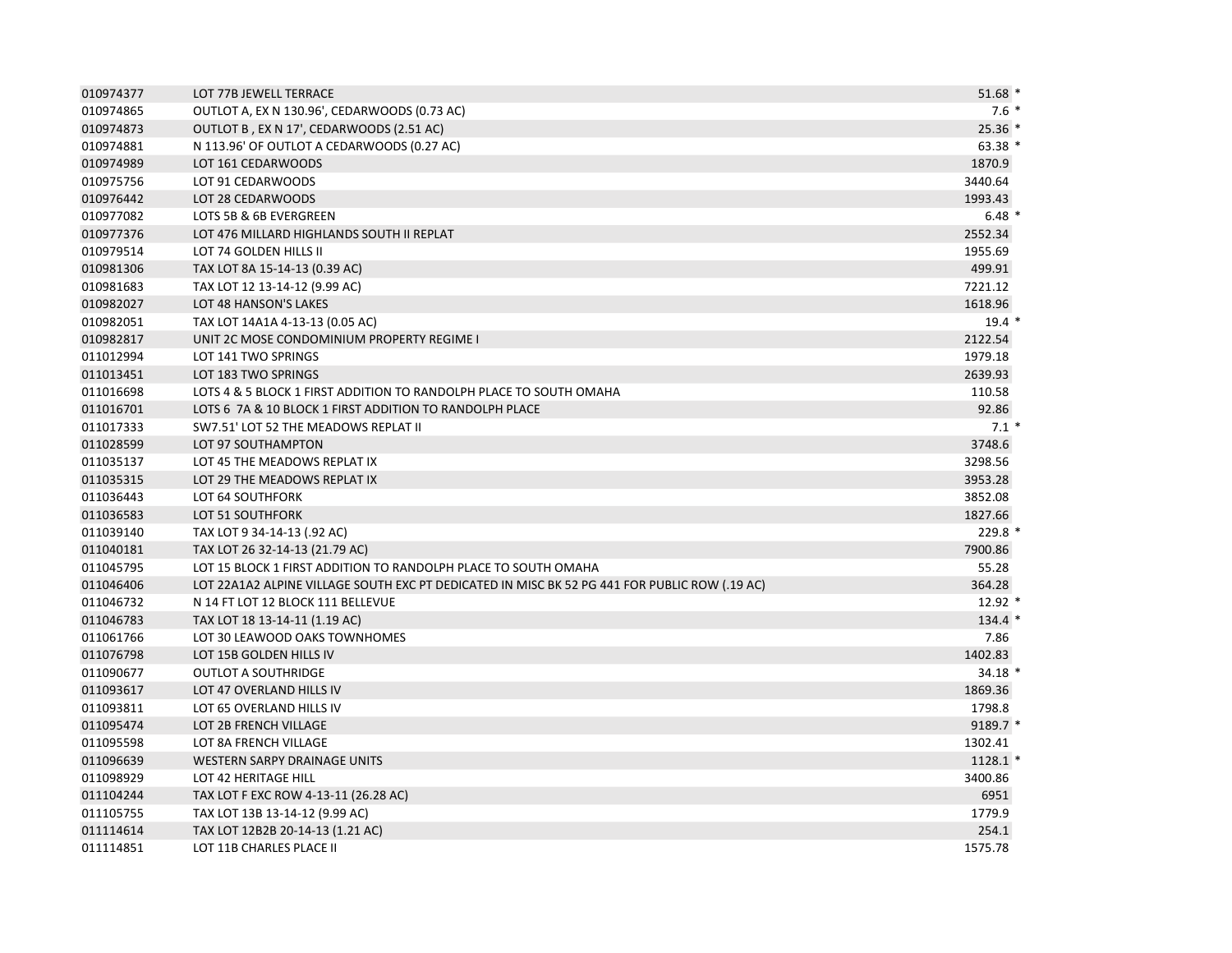| | | | |
|---|---|---|---|
| 010974377 | LOT 77B JEWELL TERRACE | 51.68 | * |
| 010974865 | OUTLOT A, EX N 130.96', CEDARWOODS (0.73 AC) | 7.6 | * |
| 010974873 | OUTLOT B , EX N 17', CEDARWOODS (2.51 AC) | 25.36 | * |
| 010974881 | N 113.96' OF OUTLOT A CEDARWOODS (0.27 AC) | 63.38 | * |
| 010974989 | LOT 161 CEDARWOODS | 1870.9 | |
| 010975756 | LOT 91 CEDARWOODS | 3440.64 | |
| 010976442 | LOT 28 CEDARWOODS | 1993.43 | |
| 010977082 | LOTS 5B & 6B EVERGREEN | 6.48 | * |
| 010977376 | LOT 476 MILLARD HIGHLANDS SOUTH II REPLAT | 2552.34 | |
| 010979514 | LOT 74 GOLDEN HILLS II | 1955.69 | |
| 010981306 | TAX LOT 8A 15-14-13 (0.39 AC) | 499.91 | |
| 010981683 | TAX LOT 12 13-14-12 (9.99 AC) | 7221.12 | |
| 010982027 | LOT 48 HANSON'S LAKES | 1618.96 | |
| 010982051 | TAX LOT 14A1A 4-13-13 (0.05 AC) | 19.4 | * |
| 010982817 | UNIT 2C MOSE CONDOMINIUM PROPERTY REGIME I | 2122.54 | |
| 011012994 | LOT 141 TWO SPRINGS | 1979.18 | |
| 011013451 | LOT 183 TWO SPRINGS | 2639.93 | |
| 011016698 | LOTS 4 & 5 BLOCK 1 FIRST ADDITION TO RANDOLPH PLACE TO SOUTH OMAHA | 110.58 | |
| 011016701 | LOTS 6 7A & 10 BLOCK 1 FIRST ADDITION TO RANDOLPH PLACE | 92.86 | |
| 011017333 | SW7.51' LOT 52 THE MEADOWS REPLAT II | 7.1 | * |
| 011028599 | LOT 97 SOUTHAMPTON | 3748.6 | |
| 011035137 | LOT 45 THE MEADOWS REPLAT IX | 3298.56 | |
| 011035315 | LOT 29 THE MEADOWS REPLAT IX | 3953.28 | |
| 011036443 | LOT 64 SOUTHFORK | 3852.08 | |
| 011036583 | LOT 51 SOUTHFORK | 1827.66 | |
| 011039140 | TAX LOT 9 34-14-13 (.92 AC) | 229.8 | * |
| 011040181 | TAX LOT 26 32-14-13 (21.79 AC) | 7900.86 | |
| 011045795 | LOT 15 BLOCK 1 FIRST ADDITION TO RANDOLPH PLACE TO SOUTH OMAHA | 55.28 | |
| 011046406 | LOT 22A1A2 ALPINE VILLAGE SOUTH EXC PT DEDICATED IN MISC BK 52 PG 441 FOR PUBLIC ROW (.19 AC) | 364.28 | |
| 011046732 | N 14 FT LOT 12 BLOCK 111 BELLEVUE | 12.92 | * |
| 011046783 | TAX LOT 18 13-14-11 (1.19 AC) | 134.4 | * |
| 011061766 | LOT 30 LEAWOOD OAKS TOWNHOMES | 7.86 | |
| 011076798 | LOT 15B GOLDEN HILLS IV | 1402.83 | |
| 011090677 | OUTLOT A SOUTHRIDGE | 34.18 | * |
| 011093617 | LOT 47 OVERLAND HILLS IV | 1869.36 | |
| 011093811 | LOT 65 OVERLAND HILLS IV | 1798.8 | |
| 011095474 | LOT 2B FRENCH VILLAGE | 9189.7 | * |
| 011095598 | LOT 8A FRENCH VILLAGE | 1302.41 | |
| 011096639 | WESTERN SARPY DRAINAGE UNITS | 1128.1 | * |
| 011098929 | LOT 42 HERITAGE HILL | 3400.86 | |
| 011104244 | TAX LOT F EXC ROW 4-13-11 (26.28 AC) | 6951 | |
| 011105755 | TAX LOT 13B 13-14-12 (9.99 AC) | 1779.9 | |
| 011114614 | TAX LOT 12B2B 20-14-13 (1.21 AC) | 254.1 | |
| 011114851 | LOT 11B CHARLES PLACE II | 1575.78 | |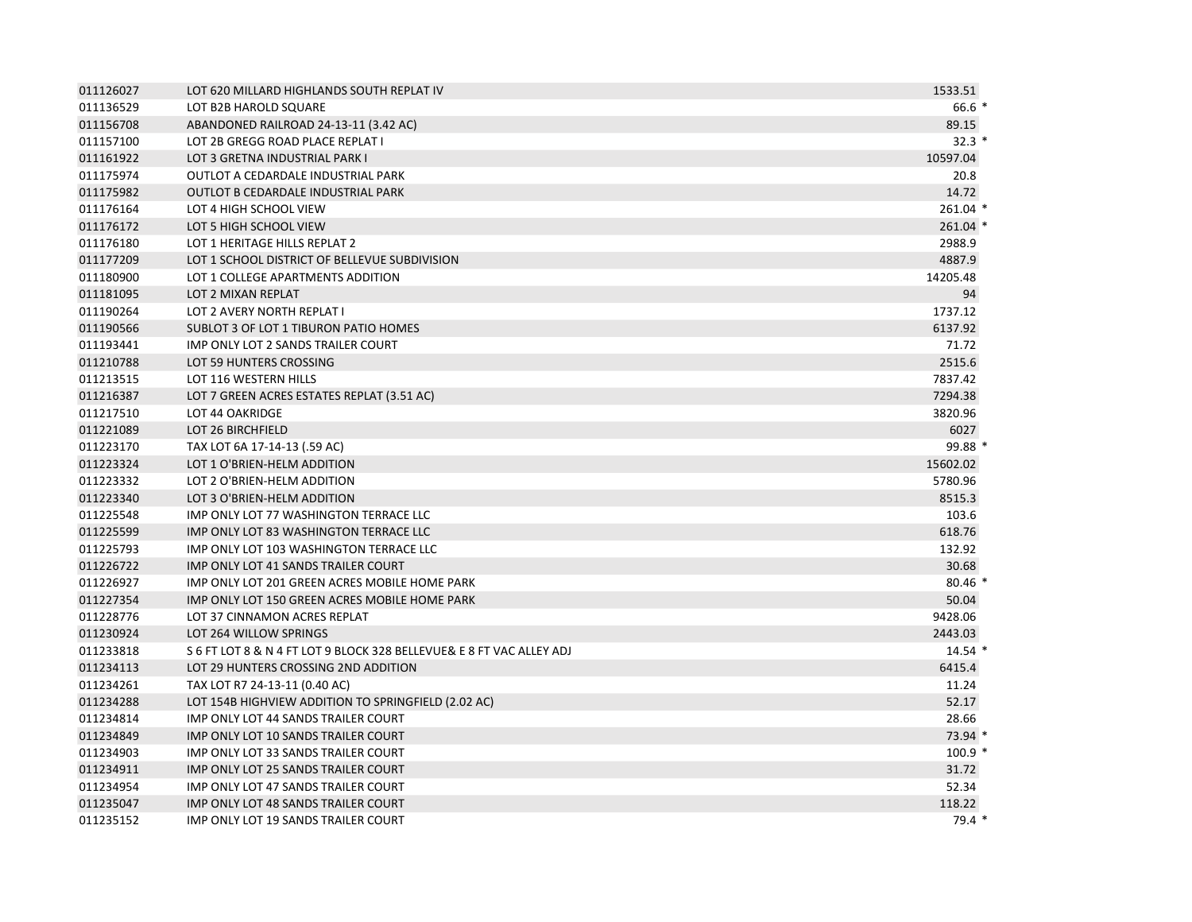| | | |
|---|---|---|
| 011126027 | LOT 620 MILLARD HIGHLANDS SOUTH REPLAT IV | 1533.51 |
| 011136529 | LOT B2B HAROLD SQUARE | 66.6 * |
| 011156708 | ABANDONED RAILROAD 24-13-11 (3.42 AC) | 89.15 |
| 011157100 | LOT 2B GREGG ROAD PLACE REPLAT I | 32.3 * |
| 011161922 | LOT 3 GRETNA INDUSTRIAL PARK I | 10597.04 |
| 011175974 | OUTLOT A CEDARDALE INDUSTRIAL PARK | 20.8 |
| 011175982 | OUTLOT B CEDARDALE INDUSTRIAL PARK | 14.72 |
| 011176164 | LOT 4 HIGH SCHOOL VIEW | 261.04 * |
| 011176172 | LOT 5 HIGH SCHOOL VIEW | 261.04 * |
| 011176180 | LOT 1 HERITAGE HILLS REPLAT 2 | 2988.9 |
| 011177209 | LOT 1 SCHOOL DISTRICT OF BELLEVUE SUBDIVISION | 4887.9 |
| 011180900 | LOT 1 COLLEGE APARTMENTS ADDITION | 14205.48 |
| 011181095 | LOT 2 MIXAN REPLAT | 94 |
| 011190264 | LOT 2 AVERY NORTH REPLAT I | 1737.12 |
| 011190566 | SUBLOT 3 OF LOT 1 TIBURON PATIO HOMES | 6137.92 |
| 011193441 | IMP ONLY LOT 2 SANDS TRAILER COURT | 71.72 |
| 011210788 | LOT 59 HUNTERS CROSSING | 2515.6 |
| 011213515 | LOT 116 WESTERN HILLS | 7837.42 |
| 011216387 | LOT 7 GREEN ACRES ESTATES REPLAT (3.51 AC) | 7294.38 |
| 011217510 | LOT 44 OAKRIDGE | 3820.96 |
| 011221089 | LOT 26 BIRCHFIELD | 6027 |
| 011223170 | TAX LOT 6A 17-14-13 (.59 AC) | 99.88 * |
| 011223324 | LOT 1 O'BRIEN-HELM ADDITION | 15602.02 |
| 011223332 | LOT 2 O'BRIEN-HELM ADDITION | 5780.96 |
| 011223340 | LOT 3 O'BRIEN-HELM ADDITION | 8515.3 |
| 011225548 | IMP ONLY LOT 77 WASHINGTON TERRACE LLC | 103.6 |
| 011225599 | IMP ONLY LOT 83 WASHINGTON TERRACE LLC | 618.76 |
| 011225793 | IMP ONLY LOT 103 WASHINGTON TERRACE LLC | 132.92 |
| 011226722 | IMP ONLY LOT 41 SANDS TRAILER COURT | 30.68 |
| 011226927 | IMP ONLY LOT 201 GREEN ACRES MOBILE HOME PARK | 80.46 * |
| 011227354 | IMP ONLY LOT 150 GREEN ACRES MOBILE HOME PARK | 50.04 |
| 011228776 | LOT 37 CINNAMON ACRES REPLAT | 9428.06 |
| 011230924 | LOT 264 WILLOW SPRINGS | 2443.03 |
| 011233818 | S 6 FT LOT 8 & N 4 FT LOT 9 BLOCK 328 BELLEVUE& E 8 FT VAC ALLEY ADJ | 14.54 * |
| 011234113 | LOT 29 HUNTERS CROSSING 2ND ADDITION | 6415.4 |
| 011234261 | TAX LOT R7 24-13-11 (0.40 AC) | 11.24 |
| 011234288 | LOT 154B HIGHVIEW ADDITION TO SPRINGFIELD (2.02 AC) | 52.17 |
| 011234814 | IMP ONLY LOT 44 SANDS TRAILER COURT | 28.66 |
| 011234849 | IMP ONLY LOT 10 SANDS TRAILER COURT | 73.94 * |
| 011234903 | IMP ONLY LOT 33 SANDS TRAILER COURT | 100.9 * |
| 011234911 | IMP ONLY LOT 25 SANDS TRAILER COURT | 31.72 |
| 011234954 | IMP ONLY LOT 47 SANDS TRAILER COURT | 52.34 |
| 011235047 | IMP ONLY LOT 48 SANDS TRAILER COURT | 118.22 |
| 011235152 | IMP ONLY LOT 19 SANDS TRAILER COURT | 79.4 * |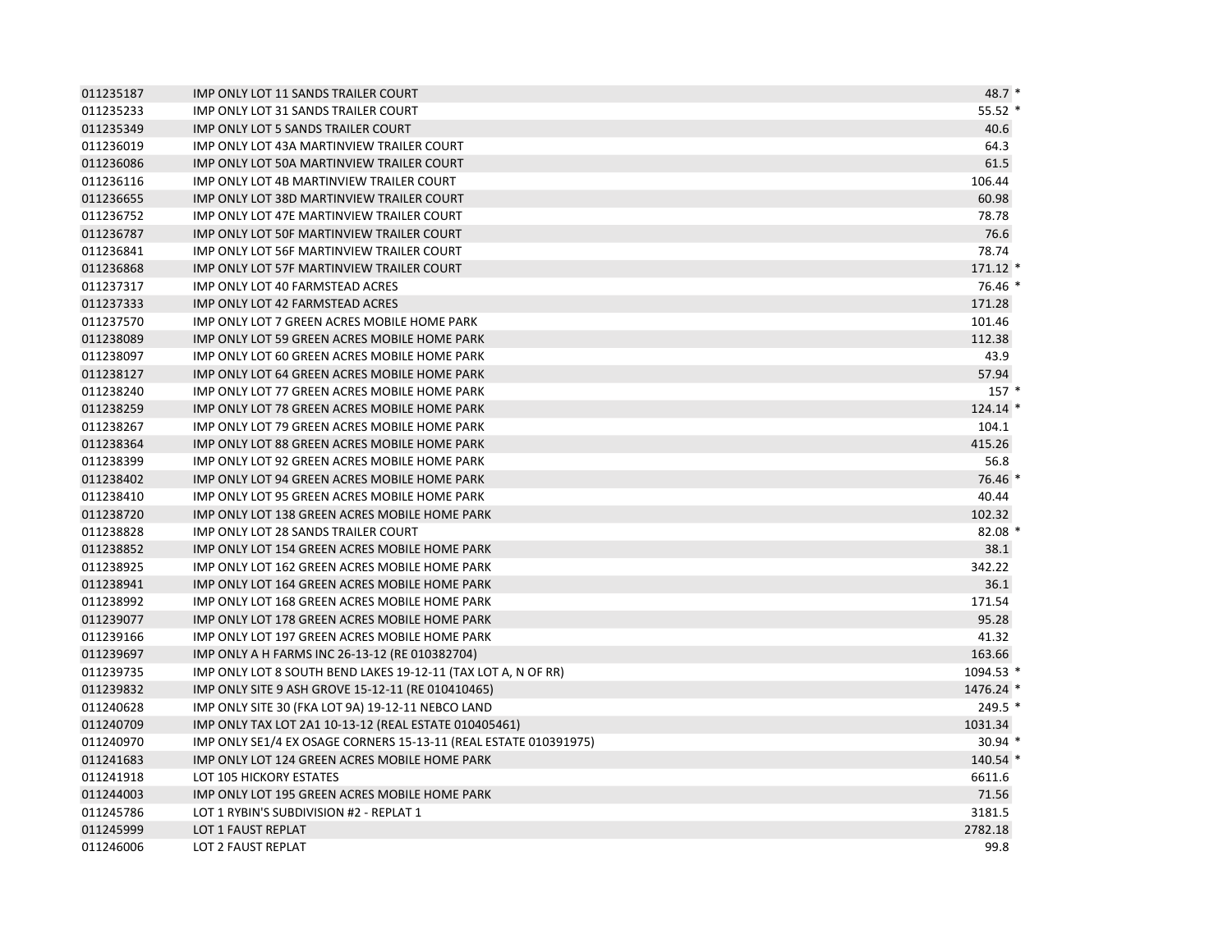| | | |
|---|---|---|
| 011235187 | IMP ONLY LOT 11 SANDS TRAILER COURT | 48.7 * |
| 011235233 | IMP ONLY LOT 31 SANDS TRAILER COURT | 55.52 * |
| 011235349 | IMP ONLY LOT 5 SANDS TRAILER COURT | 40.6 |
| 011236019 | IMP ONLY LOT 43A MARTINVIEW TRAILER COURT | 64.3 |
| 011236086 | IMP ONLY LOT 50A MARTINVIEW TRAILER COURT | 61.5 |
| 011236116 | IMP ONLY LOT 4B MARTINVIEW TRAILER COURT | 106.44 |
| 011236655 | IMP ONLY LOT 38D MARTINVIEW TRAILER COURT | 60.98 |
| 011236752 | IMP ONLY LOT 47E MARTINVIEW TRAILER COURT | 78.78 |
| 011236787 | IMP ONLY LOT 50F MARTINVIEW TRAILER COURT | 76.6 |
| 011236841 | IMP ONLY LOT 56F MARTINVIEW TRAILER COURT | 78.74 |
| 011236868 | IMP ONLY LOT 57F MARTINVIEW TRAILER COURT | 171.12 * |
| 011237317 | IMP ONLY LOT 40 FARMSTEAD ACRES | 76.46 * |
| 011237333 | IMP ONLY LOT 42 FARMSTEAD ACRES | 171.28 |
| 011237570 | IMP ONLY LOT 7 GREEN ACRES MOBILE HOME PARK | 101.46 |
| 011238089 | IMP ONLY LOT 59 GREEN ACRES MOBILE HOME PARK | 112.38 |
| 011238097 | IMP ONLY LOT 60 GREEN ACRES MOBILE HOME PARK | 43.9 |
| 011238127 | IMP ONLY LOT 64 GREEN ACRES MOBILE HOME PARK | 57.94 |
| 011238240 | IMP ONLY LOT 77 GREEN ACRES MOBILE HOME PARK | 157 * |
| 011238259 | IMP ONLY LOT 78 GREEN ACRES MOBILE HOME PARK | 124.14 * |
| 011238267 | IMP ONLY LOT 79 GREEN ACRES MOBILE HOME PARK | 104.1 |
| 011238364 | IMP ONLY LOT 88 GREEN ACRES MOBILE HOME PARK | 415.26 |
| 011238399 | IMP ONLY LOT 92 GREEN ACRES MOBILE HOME PARK | 56.8 |
| 011238402 | IMP ONLY LOT 94 GREEN ACRES MOBILE HOME PARK | 76.46 * |
| 011238410 | IMP ONLY LOT 95 GREEN ACRES MOBILE HOME PARK | 40.44 |
| 011238720 | IMP ONLY LOT 138 GREEN ACRES MOBILE HOME PARK | 102.32 |
| 011238828 | IMP ONLY LOT 28 SANDS TRAILER COURT | 82.08 * |
| 011238852 | IMP ONLY LOT 154 GREEN ACRES MOBILE HOME PARK | 38.1 |
| 011238925 | IMP ONLY LOT 162 GREEN ACRES MOBILE HOME PARK | 342.22 |
| 011238941 | IMP ONLY LOT 164 GREEN ACRES MOBILE HOME PARK | 36.1 |
| 011238992 | IMP ONLY LOT 168 GREEN ACRES MOBILE HOME PARK | 171.54 |
| 011239077 | IMP ONLY LOT 178 GREEN ACRES MOBILE HOME PARK | 95.28 |
| 011239166 | IMP ONLY LOT 197 GREEN ACRES MOBILE HOME PARK | 41.32 |
| 011239697 | IMP ONLY A H FARMS INC 26-13-12 (RE 010382704) | 163.66 |
| 011239735 | IMP ONLY LOT 8 SOUTH BEND LAKES 19-12-11 (TAX LOT A, N OF RR) | 1094.53 * |
| 011239832 | IMP ONLY SITE 9 ASH GROVE 15-12-11 (RE 010410465) | 1476.24 * |
| 011240628 | IMP ONLY SITE 30 (FKA LOT 9A) 19-12-11 NEBCO LAND | 249.5 * |
| 011240709 | IMP ONLY TAX LOT 2A1 10-13-12 (REAL ESTATE 010405461) | 1031.34 |
| 011240970 | IMP ONLY SE1/4 EX OSAGE CORNERS 15-13-11 (REAL ESTATE 010391975) | 30.94 * |
| 011241683 | IMP ONLY LOT 124 GREEN ACRES MOBILE HOME PARK | 140.54 * |
| 011241918 | LOT 105 HICKORY ESTATES | 6611.6 |
| 011244003 | IMP ONLY LOT 195 GREEN ACRES MOBILE HOME PARK | 71.56 |
| 011245786 | LOT 1 RYBIN'S SUBDIVISION #2 - REPLAT 1 | 3181.5 |
| 011245999 | LOT 1 FAUST REPLAT | 2782.18 |
| 011246006 | LOT 2 FAUST REPLAT | 99.8 |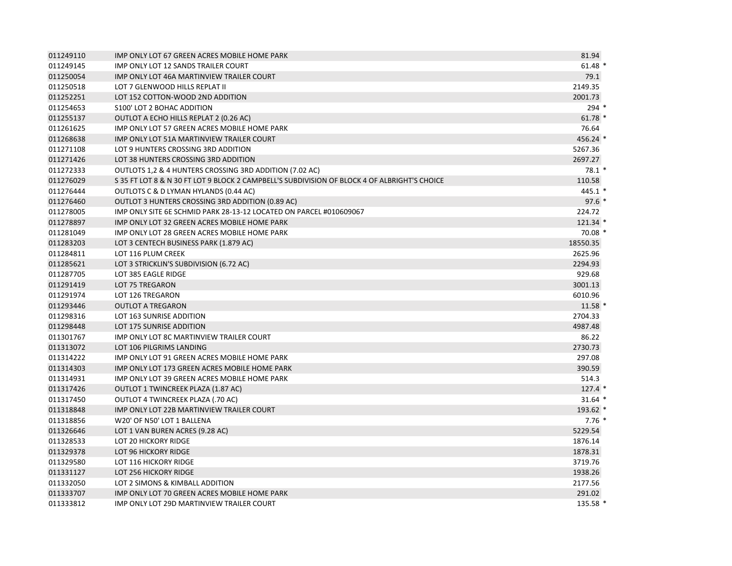| | | | |
|---|---|---|---|
| 011249110 | IMP ONLY LOT 67 GREEN ACRES MOBILE HOME PARK | 81.94 | |
| 011249145 | IMP ONLY LOT 12 SANDS TRAILER COURT | 61.48 | * |
| 011250054 | IMP ONLY LOT 46A MARTINVIEW TRAILER COURT | 79.1 | |
| 011250518 | LOT 7 GLENWOOD HILLS REPLAT II | 2149.35 | |
| 011252251 | LOT 152 COTTON-WOOD 2ND ADDITION | 2001.73 | |
| 011254653 | S100' LOT 2 BOHAC ADDITION | 294 | * |
| 011255137 | OUTLOT A ECHO HILLS REPLAT 2 (0.26 AC) | 61.78 | * |
| 011261625 | IMP ONLY LOT 57 GREEN ACRES MOBILE HOME PARK | 76.64 | |
| 011268638 | IMP ONLY LOT 51A MARTINVIEW TRAILER COURT | 456.24 | * |
| 011271108 | LOT 9 HUNTERS CROSSING 3RD ADDITION | 5267.36 | |
| 011271426 | LOT 38 HUNTERS CROSSING 3RD ADDITION | 2697.27 | |
| 011272333 | OUTLOTS 1,2 & 4 HUNTERS CROSSING 3RD ADDITION (7.02 AC) | 78.1 | * |
| 011276029 | S 35 FT LOT 8 & N 30 FT LOT 9 BLOCK 2 CAMPBELL'S SUBDIVISION OF BLOCK 4 OF ALBRIGHT'S CHOICE | 110.58 | |
| 011276444 | OUTLOTS C & D LYMAN HYLANDS (0.44 AC) | 445.1 | * |
| 011276460 | OUTLOT 3 HUNTERS CROSSING 3RD ADDITION (0.89 AC) | 97.6 | * |
| 011278005 | IMP ONLY SITE 6E SCHMID PARK 28-13-12 LOCATED ON PARCEL #010609067 | 224.72 | |
| 011278897 | IMP ONLY LOT 32 GREEN ACRES MOBILE HOME PARK | 121.34 | * |
| 011281049 | IMP ONLY LOT 28 GREEN ACRES MOBILE HOME PARK | 70.08 | * |
| 011283203 | LOT 3 CENTECH BUSINESS PARK (1.879 AC) | 18550.35 | |
| 011284811 | LOT 116 PLUM CREEK | 2625.96 | |
| 011285621 | LOT 3 STRICKLIN'S SUBDIVISION (6.72 AC) | 2294.93 | |
| 011287705 | LOT 385 EAGLE RIDGE | 929.68 | |
| 011291419 | LOT 75 TREGARON | 3001.13 | |
| 011291974 | LOT 126 TREGARON | 6010.96 | |
| 011293446 | OUTLOT A TREGARON | 11.58 | * |
| 011298316 | LOT 163 SUNRISE ADDITION | 2704.33 | |
| 011298448 | LOT 175 SUNRISE ADDITION | 4987.48 | |
| 011301767 | IMP ONLY LOT 8C MARTINVIEW TRAILER COURT | 86.22 | |
| 011313072 | LOT 106 PILGRIMS LANDING | 2730.73 | |
| 011314222 | IMP ONLY LOT 91 GREEN ACRES MOBILE HOME PARK | 297.08 | |
| 011314303 | IMP ONLY LOT 173 GREEN ACRES MOBILE HOME PARK | 390.59 | |
| 011314931 | IMP ONLY LOT 39 GREEN ACRES MOBILE HOME PARK | 514.3 | |
| 011317426 | OUTLOT 1 TWINCREEK PLAZA (1.87 AC) | 127.4 | * |
| 011317450 | OUTLOT 4 TWINCREEK PLAZA (.70 AC) | 31.64 | * |
| 011318848 | IMP ONLY LOT 22B MARTINVIEW TRAILER COURT | 193.62 | * |
| 011318856 | W20' OF N50' LOT 1 BALLENA | 7.76 | * |
| 011326646 | LOT 1 VAN BUREN ACRES (9.28 AC) | 5229.54 | |
| 011328533 | LOT 20 HICKORY RIDGE | 1876.14 | |
| 011329378 | LOT 96 HICKORY RIDGE | 1878.31 | |
| 011329580 | LOT 116 HICKORY RIDGE | 3719.76 | |
| 011331127 | LOT 256 HICKORY RIDGE | 1938.26 | |
| 011332050 | LOT 2 SIMONS & KIMBALL ADDITION | 2177.56 | |
| 011333707 | IMP ONLY LOT 70 GREEN ACRES MOBILE HOME PARK | 291.02 | |
| 011333812 | IMP ONLY LOT 29D MARTINVIEW TRAILER COURT | 135.58 | * |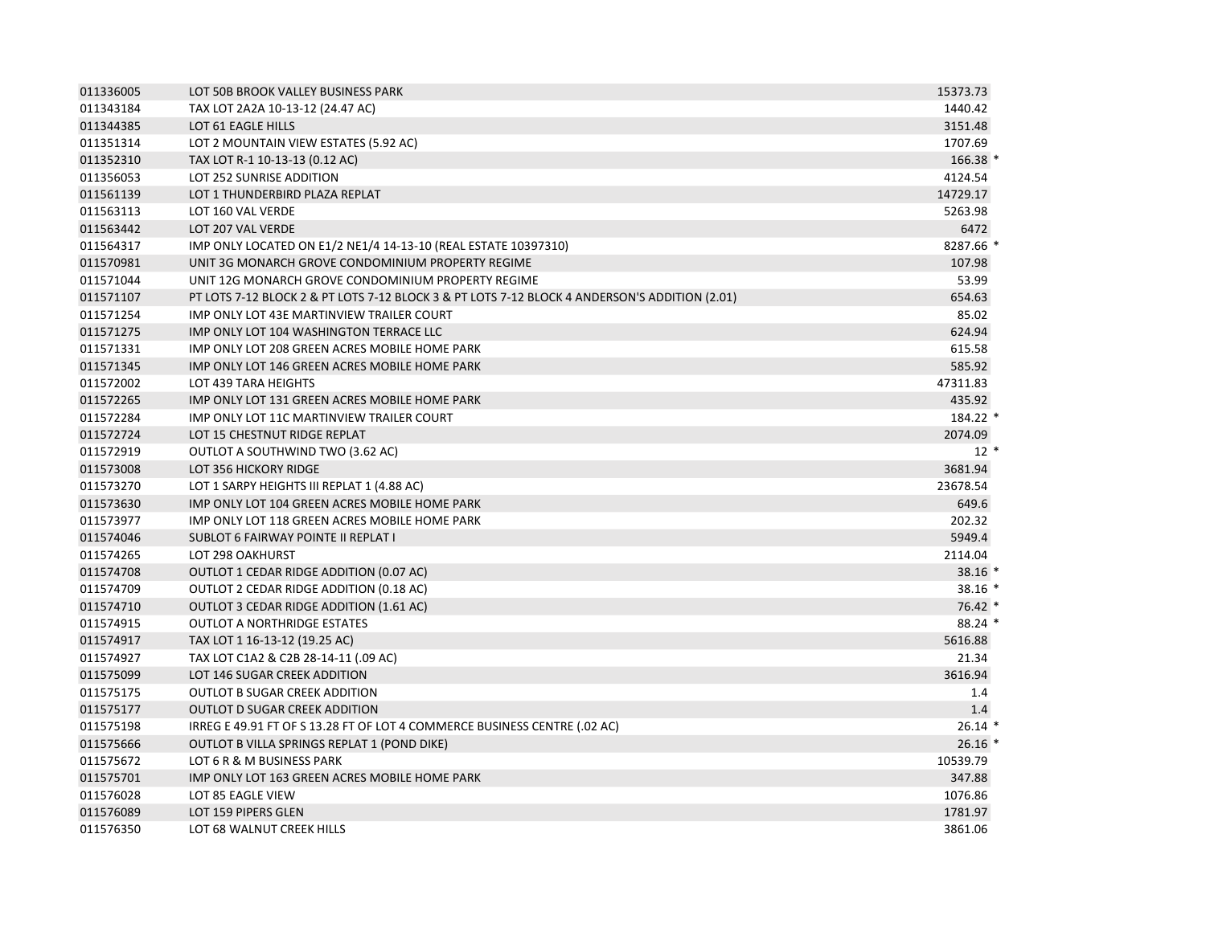| | | | |
|---|---|---|---|
| 011336005 | LOT 50B BROOK VALLEY BUSINESS PARK | 15373.73 | |
| 011343184 | TAX LOT 2A2A 10-13-12 (24.47 AC) | 1440.42 | |
| 011344385 | LOT 61 EAGLE HILLS | 3151.48 | |
| 011351314 | LOT 2 MOUNTAIN VIEW ESTATES (5.92 AC) | 1707.69 | |
| 011352310 | TAX LOT R-1 10-13-13 (0.12 AC) | 166.38 | * |
| 011356053 | LOT 252 SUNRISE ADDITION | 4124.54 | |
| 011561139 | LOT 1 THUNDERBIRD PLAZA REPLAT | 14729.17 | |
| 011563113 | LOT 160 VAL VERDE | 5263.98 | |
| 011563442 | LOT 207 VAL VERDE | 6472 | |
| 011564317 | IMP ONLY LOCATED ON E1/2 NE1/4 14-13-10 (REAL ESTATE 10397310) | 8287.66 | * |
| 011570981 | UNIT 3G MONARCH GROVE CONDOMINIUM PROPERTY REGIME | 107.98 | |
| 011571044 | UNIT 12G MONARCH GROVE CONDOMINIUM PROPERTY REGIME | 53.99 | |
| 011571107 | PT LOTS 7-12 BLOCK 2 & PT LOTS 7-12 BLOCK 3 & PT LOTS 7-12 BLOCK 4 ANDERSON'S ADDITION (2.01) | 654.63 | |
| 011571254 | IMP ONLY LOT 43E MARTINVIEW TRAILER COURT | 85.02 | |
| 011571275 | IMP ONLY LOT 104 WASHINGTON TERRACE LLC | 624.94 | |
| 011571331 | IMP ONLY LOT 208 GREEN ACRES MOBILE HOME PARK | 615.58 | |
| 011571345 | IMP ONLY LOT 146 GREEN ACRES MOBILE HOME PARK | 585.92 | |
| 011572002 | LOT 439 TARA HEIGHTS | 47311.83 | |
| 011572265 | IMP ONLY LOT 131 GREEN ACRES MOBILE HOME PARK | 435.92 | |
| 011572284 | IMP ONLY LOT 11C MARTINVIEW TRAILER COURT | 184.22 | * |
| 011572724 | LOT 15 CHESTNUT RIDGE REPLAT | 2074.09 | |
| 011572919 | OUTLOT A SOUTHWIND TWO (3.62 AC) | 12 | * |
| 011573008 | LOT 356 HICKORY RIDGE | 3681.94 | |
| 011573270 | LOT 1 SARPY HEIGHTS III REPLAT 1 (4.88 AC) | 23678.54 | |
| 011573630 | IMP ONLY LOT 104 GREEN ACRES MOBILE HOME PARK | 649.6 | |
| 011573977 | IMP ONLY LOT 118 GREEN ACRES MOBILE HOME PARK | 202.32 | |
| 011574046 | SUBLOT 6 FAIRWAY POINTE II REPLAT I | 5949.4 | |
| 011574265 | LOT 298 OAKHURST | 2114.04 | |
| 011574708 | OUTLOT 1 CEDAR RIDGE ADDITION (0.07 AC) | 38.16 | * |
| 011574709 | OUTLOT 2 CEDAR RIDGE ADDITION (0.18 AC) | 38.16 | * |
| 011574710 | OUTLOT 3 CEDAR RIDGE ADDITION (1.61 AC) | 76.42 | * |
| 011574915 | OUTLOT A NORTHRIDGE ESTATES | 88.24 | * |
| 011574917 | TAX LOT 1 16-13-12 (19.25 AC) | 5616.88 | |
| 011574927 | TAX LOT C1A2 & C2B 28-14-11 (.09 AC) | 21.34 | |
| 011575099 | LOT 146 SUGAR CREEK ADDITION | 3616.94 | |
| 011575175 | OUTLOT B SUGAR CREEK ADDITION | 1.4 | |
| 011575177 | OUTLOT D SUGAR CREEK ADDITION | 1.4 | |
| 011575198 | IRREG E 49.91 FT OF S 13.28 FT OF LOT 4 COMMERCE BUSINESS CENTRE (.02 AC) | 26.14 | * |
| 011575666 | OUTLOT B VILLA SPRINGS REPLAT 1 (POND DIKE) | 26.16 | * |
| 011575672 | LOT 6 R & M BUSINESS PARK | 10539.79 | |
| 011575701 | IMP ONLY LOT 163 GREEN ACRES MOBILE HOME PARK | 347.88 | |
| 011576028 | LOT 85 EAGLE VIEW | 1076.86 | |
| 011576089 | LOT 159 PIPERS GLEN | 1781.97 | |
| 011576350 | LOT 68 WALNUT CREEK HILLS | 3861.06 | |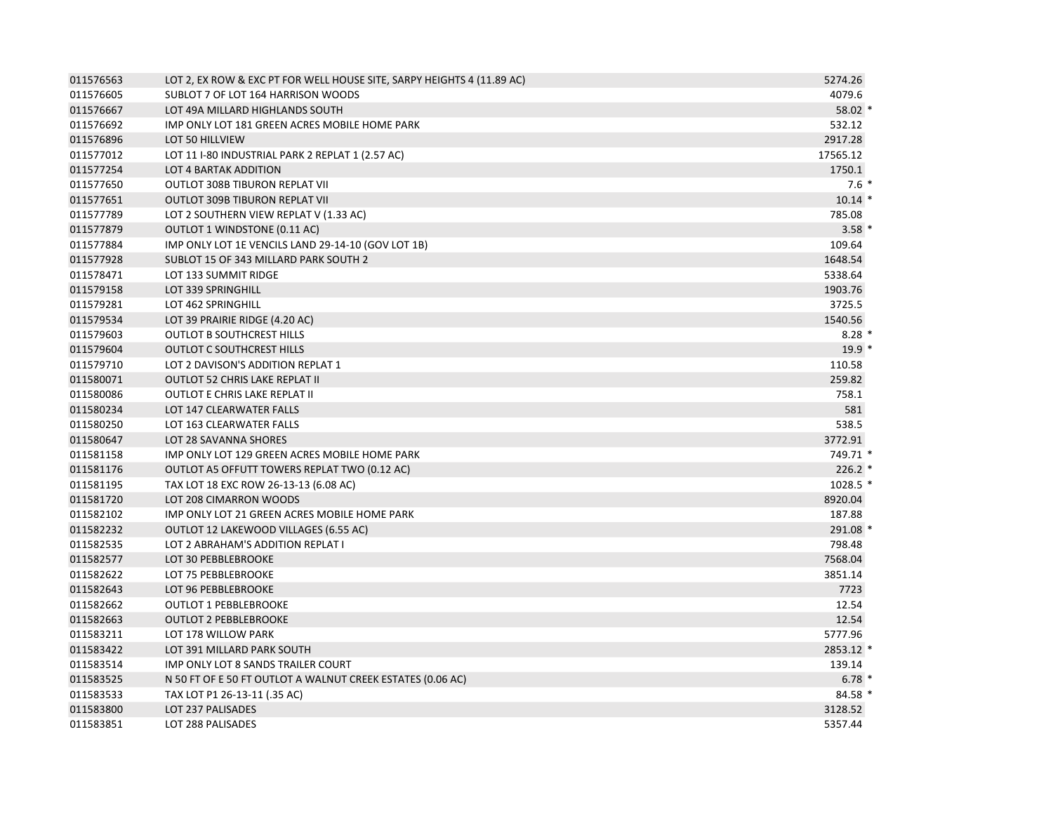| | | | |
|---|---|---|---|
| 011576563 | LOT 2, EX ROW & EXC PT FOR WELL HOUSE SITE, SARPY HEIGHTS 4 (11.89 AC) | 5274.26 | |
| 011576605 | SUBLOT 7 OF LOT 164 HARRISON WOODS | 4079.6 | |
| 011576667 | LOT 49A MILLARD HIGHLANDS SOUTH | 58.02 | * |
| 011576692 | IMP ONLY LOT 181 GREEN ACRES MOBILE HOME PARK | 532.12 | |
| 011576896 | LOT 50 HILLVIEW | 2917.28 | |
| 011577012 | LOT 11 I-80 INDUSTRIAL PARK 2 REPLAT 1 (2.57 AC) | 17565.12 | |
| 011577254 | LOT 4 BARTAK ADDITION | 1750.1 | |
| 011577650 | OUTLOT 308B TIBURON REPLAT VII | 7.6 | * |
| 011577651 | OUTLOT 309B TIBURON REPLAT VII | 10.14 | * |
| 011577789 | LOT 2 SOUTHERN VIEW REPLAT V (1.33 AC) | 785.08 | |
| 011577879 | OUTLOT 1 WINDSTONE (0.11 AC) | 3.58 | * |
| 011577884 | IMP ONLY LOT 1E VENCILS LAND 29-14-10 (GOV LOT 1B) | 109.64 | |
| 011577928 | SUBLOT 15 OF 343 MILLARD PARK SOUTH 2 | 1648.54 | |
| 011578471 | LOT 133 SUMMIT RIDGE | 5338.64 | |
| 011579158 | LOT 339 SPRINGHILL | 1903.76 | |
| 011579281 | LOT 462 SPRINGHILL | 3725.5 | |
| 011579534 | LOT 39 PRAIRIE RIDGE (4.20 AC) | 1540.56 | |
| 011579603 | OUTLOT B SOUTHCREST HILLS | 8.28 | * |
| 011579604 | OUTLOT C SOUTHCREST HILLS | 19.9 | * |
| 011579710 | LOT 2 DAVISON'S ADDITION REPLAT 1 | 110.58 | |
| 011580071 | OUTLOT 52 CHRIS LAKE REPLAT II | 259.82 | |
| 011580086 | OUTLOT E CHRIS LAKE REPLAT II | 758.1 | |
| 011580234 | LOT 147 CLEARWATER FALLS | 581 | |
| 011580250 | LOT 163 CLEARWATER FALLS | 538.5 | |
| 011580647 | LOT 28 SAVANNA SHORES | 3772.91 | |
| 011581158 | IMP ONLY LOT 129 GREEN ACRES MOBILE HOME PARK | 749.71 | * |
| 011581176 | OUTLOT A5 OFFUTT TOWERS REPLAT TWO (0.12 AC) | 226.2 | * |
| 011581195 | TAX LOT 18 EXC ROW 26-13-13 (6.08 AC) | 1028.5 | * |
| 011581720 | LOT 208 CIMARRON WOODS | 8920.04 | |
| 011582102 | IMP ONLY LOT 21 GREEN ACRES MOBILE HOME PARK | 187.88 | |
| 011582232 | OUTLOT 12 LAKEWOOD VILLAGES (6.55 AC) | 291.08 | * |
| 011582535 | LOT 2 ABRAHAM'S ADDITION REPLAT I | 798.48 | |
| 011582577 | LOT 30 PEBBLEBROOKE | 7568.04 | |
| 011582622 | LOT 75 PEBBLEBROOKE | 3851.14 | |
| 011582643 | LOT 96 PEBBLEBROOKE | 7723 | |
| 011582662 | OUTLOT 1 PEBBLEBROOKE | 12.54 | |
| 011582663 | OUTLOT 2 PEBBLEBROOKE | 12.54 | |
| 011583211 | LOT 178 WILLOW PARK | 5777.96 | |
| 011583422 | LOT 391 MILLARD PARK SOUTH | 2853.12 | * |
| 011583514 | IMP ONLY LOT 8 SANDS TRAILER COURT | 139.14 | |
| 011583525 | N 50 FT OF E 50 FT OUTLOT A WALNUT CREEK ESTATES (0.06 AC) | 6.78 | * |
| 011583533 | TAX LOT P1 26-13-11 (.35 AC) | 84.58 | * |
| 011583800 | LOT 237 PALISADES | 3128.52 | |
| 011583851 | LOT 288 PALISADES | 5357.44 | |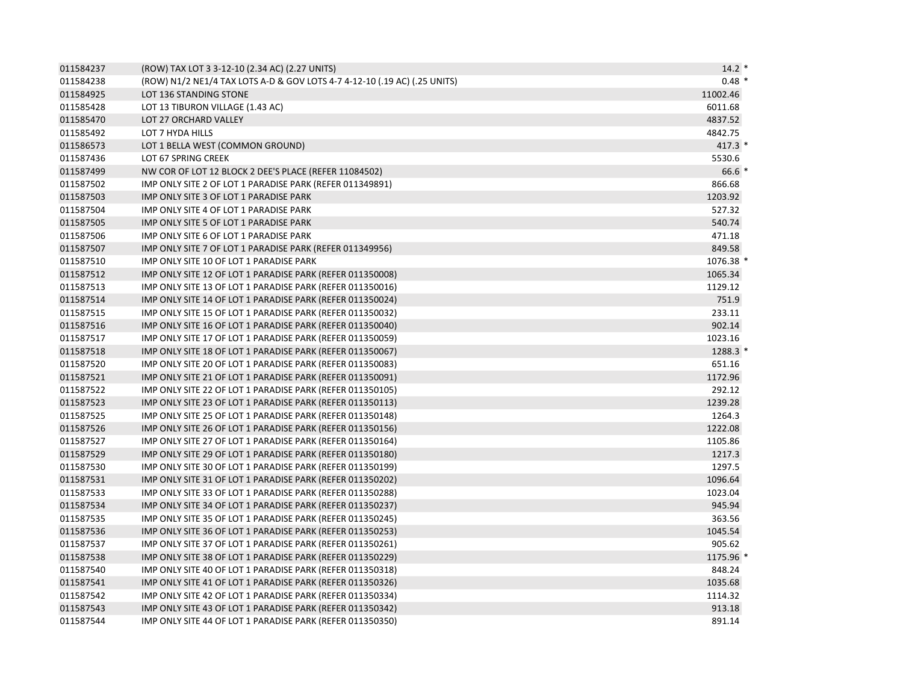| | | | |
|---|---|---|---|
| 011584237 | (ROW) TAX LOT 3 3-12-10 (2.34 AC) (2.27 UNITS) | 14.2 | * |
| 011584238 | (ROW) N1/2 NE1/4 TAX LOTS A-D & GOV LOTS 4-7 4-12-10 (.19 AC) (.25 UNITS) | 0.48 | * |
| 011584925 | LOT 136 STANDING STONE | 11002.46 | |
| 011585428 | LOT 13 TIBURON VILLAGE (1.43 AC) | 6011.68 | |
| 011585470 | LOT 27 ORCHARD VALLEY | 4837.52 | |
| 011585492 | LOT 7 HYDA HILLS | 4842.75 | |
| 011586573 | LOT 1 BELLA WEST (COMMON GROUND) | 417.3 | * |
| 011587436 | LOT 67 SPRING CREEK | 5530.6 | |
| 011587499 | NW COR OF LOT 12 BLOCK 2 DEE'S PLACE (REFER 11084502) | 66.6 | * |
| 011587502 | IMP ONLY SITE 2 OF LOT 1 PARADISE PARK (REFER 011349891) | 866.68 | |
| 011587503 | IMP ONLY SITE 3 OF LOT 1 PARADISE PARK | 1203.92 | |
| 011587504 | IMP ONLY SITE 4 OF LOT 1 PARADISE PARK | 527.32 | |
| 011587505 | IMP ONLY SITE 5 OF LOT 1 PARADISE PARK | 540.74 | |
| 011587506 | IMP ONLY SITE 6 OF LOT 1 PARADISE PARK | 471.18 | |
| 011587507 | IMP ONLY SITE 7 OF LOT 1 PARADISE PARK (REFER 011349956) | 849.58 | |
| 011587510 | IMP ONLY SITE 10 OF LOT 1 PARADISE PARK | 1076.38 | * |
| 011587512 | IMP ONLY SITE 12 OF LOT 1 PARADISE PARK (REFER 011350008) | 1065.34 | |
| 011587513 | IMP ONLY SITE 13 OF LOT 1 PARADISE PARK (REFER 011350016) | 1129.12 | |
| 011587514 | IMP ONLY SITE 14 OF LOT 1 PARADISE PARK (REFER 011350024) | 751.9 | |
| 011587515 | IMP ONLY SITE 15 OF LOT 1 PARADISE PARK (REFER 011350032) | 233.11 | |
| 011587516 | IMP ONLY SITE 16 OF LOT 1 PARADISE PARK (REFER 011350040) | 902.14 | |
| 011587517 | IMP ONLY SITE 17 OF LOT 1 PARADISE PARK (REFER 011350059) | 1023.16 | |
| 011587518 | IMP ONLY SITE 18 OF LOT 1 PARADISE PARK (REFER 011350067) | 1288.3 | * |
| 011587520 | IMP ONLY SITE 20 OF LOT 1 PARADISE PARK (REFER 011350083) | 651.16 | |
| 011587521 | IMP ONLY SITE 21 OF LOT 1 PARADISE PARK (REFER 011350091) | 1172.96 | |
| 011587522 | IMP ONLY SITE 22 OF LOT 1 PARADISE PARK (REFER 011350105) | 292.12 | |
| 011587523 | IMP ONLY SITE 23 OF LOT 1 PARADISE PARK (REFER 011350113) | 1239.28 | |
| 011587525 | IMP ONLY SITE 25 OF LOT 1 PARADISE PARK (REFER 011350148) | 1264.3 | |
| 011587526 | IMP ONLY SITE 26 OF LOT 1 PARADISE PARK (REFER 011350156) | 1222.08 | |
| 011587527 | IMP ONLY SITE 27 OF LOT 1 PARADISE PARK (REFER 011350164) | 1105.86 | |
| 011587529 | IMP ONLY SITE 29 OF LOT 1 PARADISE PARK (REFER 011350180) | 1217.3 | |
| 011587530 | IMP ONLY SITE 30 OF LOT 1 PARADISE PARK (REFER 011350199) | 1297.5 | |
| 011587531 | IMP ONLY SITE 31 OF LOT 1 PARADISE PARK (REFER 011350202) | 1096.64 | |
| 011587533 | IMP ONLY SITE 33 OF LOT 1 PARADISE PARK (REFER 011350288) | 1023.04 | |
| 011587534 | IMP ONLY SITE 34 OF LOT 1 PARADISE PARK (REFER 011350237) | 945.94 | |
| 011587535 | IMP ONLY SITE 35 OF LOT 1 PARADISE PARK (REFER 011350245) | 363.56 | |
| 011587536 | IMP ONLY SITE 36 OF LOT 1 PARADISE PARK (REFER 011350253) | 1045.54 | |
| 011587537 | IMP ONLY SITE 37 OF LOT 1 PARADISE PARK (REFER 011350261) | 905.62 | |
| 011587538 | IMP ONLY SITE 38 OF LOT 1 PARADISE PARK (REFER 011350229) | 1175.96 | * |
| 011587540 | IMP ONLY SITE 40 OF LOT 1 PARADISE PARK (REFER 011350318) | 848.24 | |
| 011587541 | IMP ONLY SITE 41 OF LOT 1 PARADISE PARK (REFER 011350326) | 1035.68 | |
| 011587542 | IMP ONLY SITE 42 OF LOT 1 PARADISE PARK (REFER 011350334) | 1114.32 | |
| 011587543 | IMP ONLY SITE 43 OF LOT 1 PARADISE PARK (REFER 011350342) | 913.18 | |
| 011587544 | IMP ONLY SITE 44 OF LOT 1 PARADISE PARK (REFER 011350350) | 891.14 | |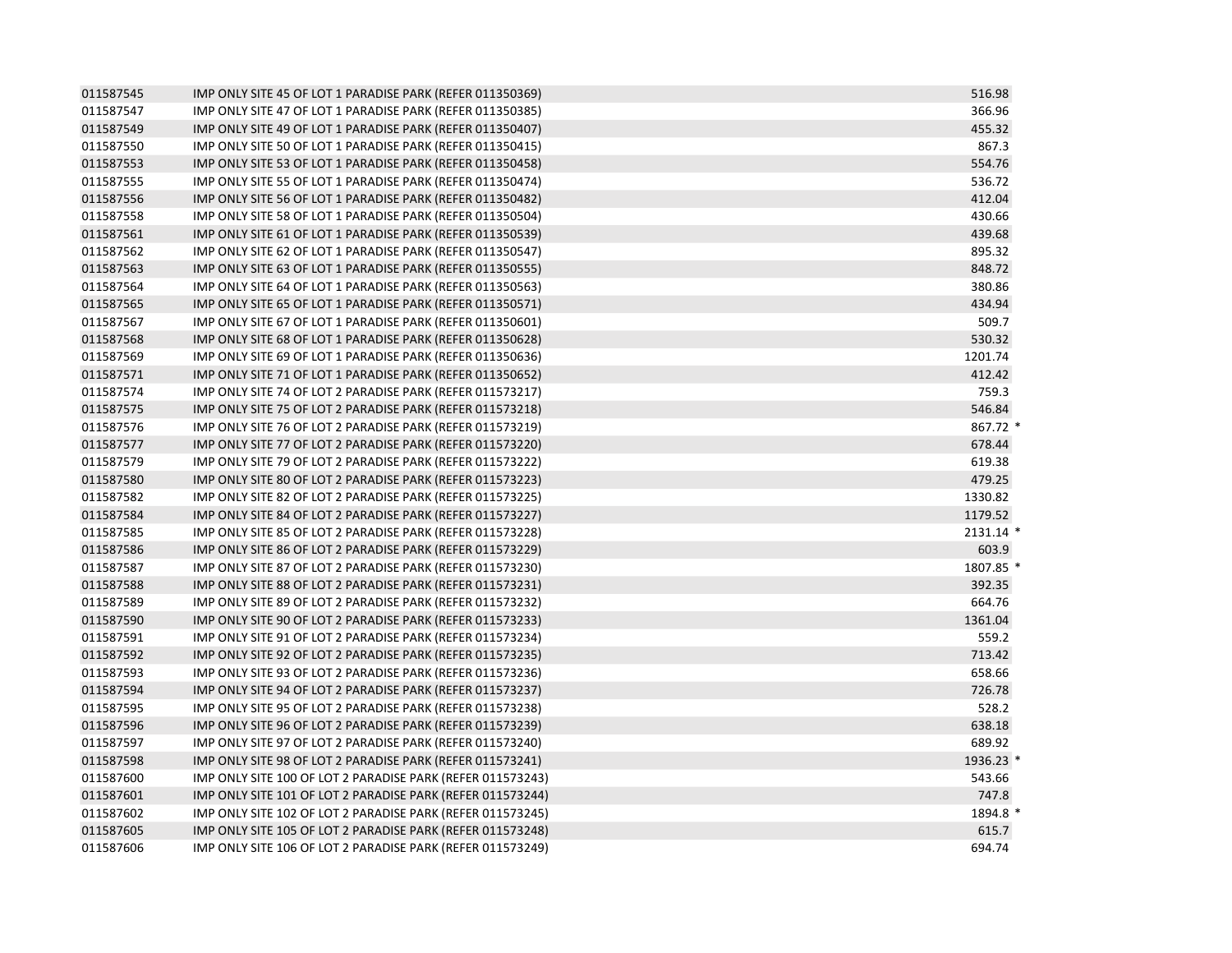| | | | |
|---|---|---|---|
| 011587545 | IMP ONLY SITE 45 OF LOT 1 PARADISE PARK (REFER 011350369) | 516.98 | |
| 011587547 | IMP ONLY SITE 47 OF LOT 1 PARADISE PARK (REFER 011350385) | 366.96 | |
| 011587549 | IMP ONLY SITE 49 OF LOT 1 PARADISE PARK (REFER 011350407) | 455.32 | |
| 011587550 | IMP ONLY SITE 50 OF LOT 1 PARADISE PARK (REFER 011350415) | 867.3 | |
| 011587553 | IMP ONLY SITE 53 OF LOT 1 PARADISE PARK (REFER 011350458) | 554.76 | |
| 011587555 | IMP ONLY SITE 55 OF LOT 1 PARADISE PARK (REFER 011350474) | 536.72 | |
| 011587556 | IMP ONLY SITE 56 OF LOT 1 PARADISE PARK (REFER 011350482) | 412.04 | |
| 011587558 | IMP ONLY SITE 58 OF LOT 1 PARADISE PARK (REFER 011350504) | 430.66 | |
| 011587561 | IMP ONLY SITE 61 OF LOT 1 PARADISE PARK (REFER 011350539) | 439.68 | |
| 011587562 | IMP ONLY SITE 62 OF LOT 1 PARADISE PARK (REFER 011350547) | 895.32 | |
| 011587563 | IMP ONLY SITE 63 OF LOT 1 PARADISE PARK (REFER 011350555) | 848.72 | |
| 011587564 | IMP ONLY SITE 64 OF LOT 1 PARADISE PARK (REFER 011350563) | 380.86 | |
| 011587565 | IMP ONLY SITE 65 OF LOT 1 PARADISE PARK (REFER 011350571) | 434.94 | |
| 011587567 | IMP ONLY SITE 67 OF LOT 1 PARADISE PARK (REFER 011350601) | 509.7 | |
| 011587568 | IMP ONLY SITE 68 OF LOT 1 PARADISE PARK (REFER 011350628) | 530.32 | |
| 011587569 | IMP ONLY SITE 69 OF LOT 1 PARADISE PARK (REFER 011350636) | 1201.74 | |
| 011587571 | IMP ONLY SITE 71 OF LOT 1 PARADISE PARK (REFER 011350652) | 412.42 | |
| 011587574 | IMP ONLY SITE 74 OF LOT 2 PARADISE PARK (REFER 011573217) | 759.3 | |
| 011587575 | IMP ONLY SITE 75 OF LOT 2 PARADISE PARK (REFER 011573218) | 546.84 | |
| 011587576 | IMP ONLY SITE 76 OF LOT 2 PARADISE PARK (REFER 011573219) | 867.72 | * |
| 011587577 | IMP ONLY SITE 77 OF LOT 2 PARADISE PARK (REFER 011573220) | 678.44 | |
| 011587579 | IMP ONLY SITE 79 OF LOT 2 PARADISE PARK (REFER 011573222) | 619.38 | |
| 011587580 | IMP ONLY SITE 80 OF LOT 2 PARADISE PARK (REFER 011573223) | 479.25 | |
| 011587582 | IMP ONLY SITE 82 OF LOT 2 PARADISE PARK (REFER 011573225) | 1330.82 | |
| 011587584 | IMP ONLY SITE 84 OF LOT 2 PARADISE PARK (REFER 011573227) | 1179.52 | |
| 011587585 | IMP ONLY SITE 85 OF LOT 2 PARADISE PARK (REFER 011573228) | 2131.14 | * |
| 011587586 | IMP ONLY SITE 86 OF LOT 2 PARADISE PARK (REFER 011573229) | 603.9 | |
| 011587587 | IMP ONLY SITE 87 OF LOT 2 PARADISE PARK (REFER 011573230) | 1807.85 | * |
| 011587588 | IMP ONLY SITE 88 OF LOT 2 PARADISE PARK (REFER 011573231) | 392.35 | |
| 011587589 | IMP ONLY SITE 89 OF LOT 2 PARADISE PARK (REFER 011573232) | 664.76 | |
| 011587590 | IMP ONLY SITE 90 OF LOT 2 PARADISE PARK (REFER 011573233) | 1361.04 | |
| 011587591 | IMP ONLY SITE 91 OF LOT 2 PARADISE PARK (REFER 011573234) | 559.2 | |
| 011587592 | IMP ONLY SITE 92 OF LOT 2 PARADISE PARK (REFER 011573235) | 713.42 | |
| 011587593 | IMP ONLY SITE 93 OF LOT 2 PARADISE PARK (REFER 011573236) | 658.66 | |
| 011587594 | IMP ONLY SITE 94 OF LOT 2 PARADISE PARK (REFER 011573237) | 726.78 | |
| 011587595 | IMP ONLY SITE 95 OF LOT 2 PARADISE PARK (REFER 011573238) | 528.2 | |
| 011587596 | IMP ONLY SITE 96 OF LOT 2 PARADISE PARK (REFER 011573239) | 638.18 | |
| 011587597 | IMP ONLY SITE 97 OF LOT 2 PARADISE PARK (REFER 011573240) | 689.92 | |
| 011587598 | IMP ONLY SITE 98 OF LOT 2 PARADISE PARK (REFER 011573241) | 1936.23 | * |
| 011587600 | IMP ONLY SITE 100 OF LOT 2 PARADISE PARK (REFER 011573243) | 543.66 | |
| 011587601 | IMP ONLY SITE 101 OF LOT 2 PARADISE PARK (REFER 011573244) | 747.8 | |
| 011587602 | IMP ONLY SITE 102 OF LOT 2 PARADISE PARK (REFER 011573245) | 1894.8 | * |
| 011587605 | IMP ONLY SITE 105 OF LOT 2 PARADISE PARK (REFER 011573248) | 615.7 | |
| 011587606 | IMP ONLY SITE 106 OF LOT 2 PARADISE PARK (REFER 011573249) | 694.74 | |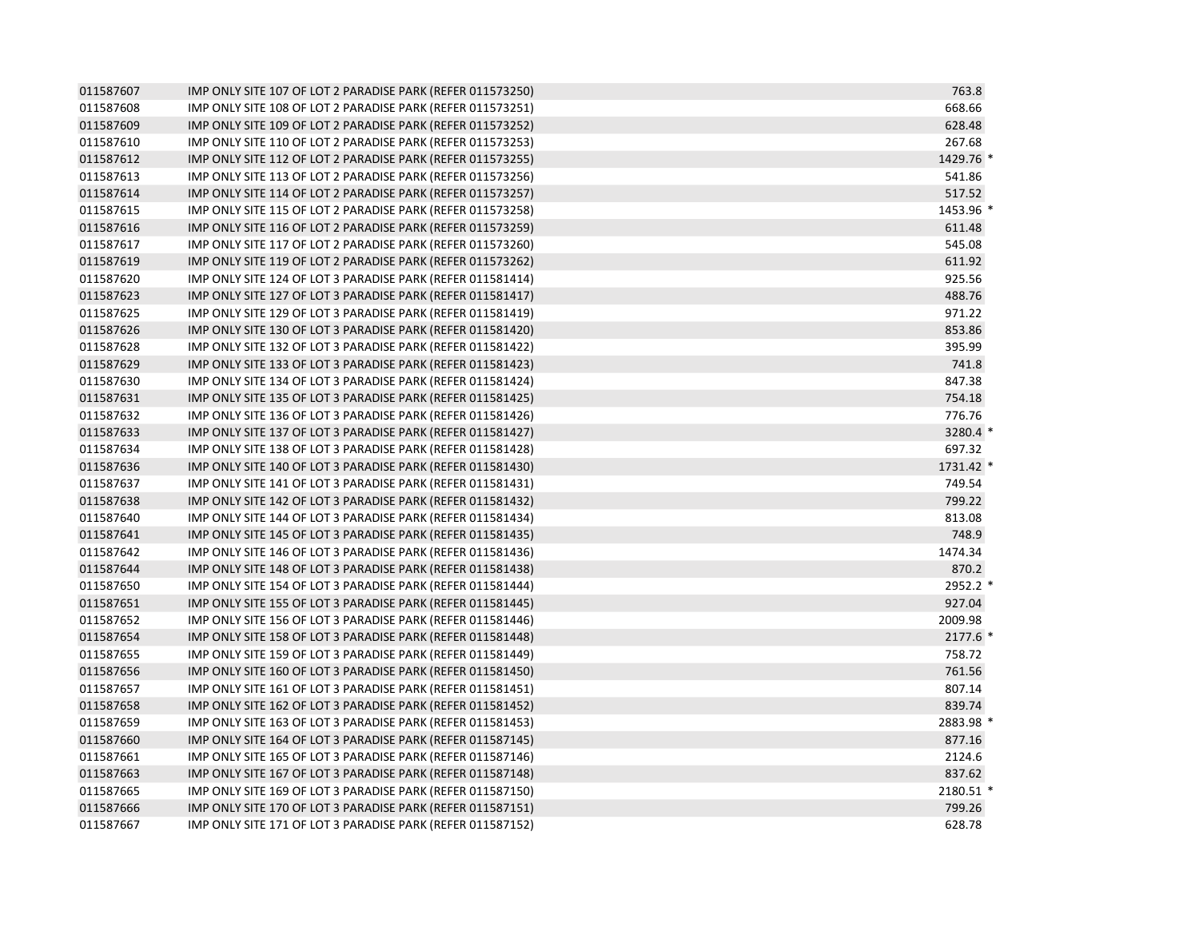| | | |
|---|---|---|
| 011587607 | IMP ONLY SITE 107 OF LOT 2 PARADISE PARK (REFER 011573250) | 763.8 |
| 011587608 | IMP ONLY SITE 108 OF LOT 2 PARADISE PARK (REFER 011573251) | 668.66 |
| 011587609 | IMP ONLY SITE 109 OF LOT 2 PARADISE PARK (REFER 011573252) | 628.48 |
| 011587610 | IMP ONLY SITE 110 OF LOT 2 PARADISE PARK (REFER 011573253) | 267.68 |
| 011587612 | IMP ONLY SITE 112 OF LOT 2 PARADISE PARK (REFER 011573255) | 1429.76 * |
| 011587613 | IMP ONLY SITE 113 OF LOT 2 PARADISE PARK (REFER 011573256) | 541.86 |
| 011587614 | IMP ONLY SITE 114 OF LOT 2 PARADISE PARK (REFER 011573257) | 517.52 |
| 011587615 | IMP ONLY SITE 115 OF LOT 2 PARADISE PARK (REFER 011573258) | 1453.96 * |
| 011587616 | IMP ONLY SITE 116 OF LOT 2 PARADISE PARK (REFER 011573259) | 611.48 |
| 011587617 | IMP ONLY SITE 117 OF LOT 2 PARADISE PARK (REFER 011573260) | 545.08 |
| 011587619 | IMP ONLY SITE 119 OF LOT 2 PARADISE PARK (REFER 011573262) | 611.92 |
| 011587620 | IMP ONLY SITE 124 OF LOT 3 PARADISE PARK (REFER 011581414) | 925.56 |
| 011587623 | IMP ONLY SITE 127 OF LOT 3 PARADISE PARK (REFER 011581417) | 488.76 |
| 011587625 | IMP ONLY SITE 129 OF LOT 3 PARADISE PARK (REFER 011581419) | 971.22 |
| 011587626 | IMP ONLY SITE 130 OF LOT 3 PARADISE PARK (REFER 011581420) | 853.86 |
| 011587628 | IMP ONLY SITE 132 OF LOT 3 PARADISE PARK (REFER 011581422) | 395.99 |
| 011587629 | IMP ONLY SITE 133 OF LOT 3 PARADISE PARK (REFER 011581423) | 741.8 |
| 011587630 | IMP ONLY SITE 134 OF LOT 3 PARADISE PARK (REFER 011581424) | 847.38 |
| 011587631 | IMP ONLY SITE 135 OF LOT 3 PARADISE PARK (REFER 011581425) | 754.18 |
| 011587632 | IMP ONLY SITE 136 OF LOT 3 PARADISE PARK (REFER 011581426) | 776.76 |
| 011587633 | IMP ONLY SITE 137 OF LOT 3 PARADISE PARK (REFER 011581427) | 3280.4 * |
| 011587634 | IMP ONLY SITE 138 OF LOT 3 PARADISE PARK (REFER 011581428) | 697.32 |
| 011587636 | IMP ONLY SITE 140 OF LOT 3 PARADISE PARK (REFER 011581430) | 1731.42 * |
| 011587637 | IMP ONLY SITE 141 OF LOT 3 PARADISE PARK (REFER 011581431) | 749.54 |
| 011587638 | IMP ONLY SITE 142 OF LOT 3 PARADISE PARK (REFER 011581432) | 799.22 |
| 011587640 | IMP ONLY SITE 144 OF LOT 3 PARADISE PARK (REFER 011581434) | 813.08 |
| 011587641 | IMP ONLY SITE 145 OF LOT 3 PARADISE PARK (REFER 011581435) | 748.9 |
| 011587642 | IMP ONLY SITE 146 OF LOT 3 PARADISE PARK (REFER 011581436) | 1474.34 |
| 011587644 | IMP ONLY SITE 148 OF LOT 3 PARADISE PARK (REFER 011581438) | 870.2 |
| 011587650 | IMP ONLY SITE 154 OF LOT 3 PARADISE PARK (REFER 011581444) | 2952.2 * |
| 011587651 | IMP ONLY SITE 155 OF LOT 3 PARADISE PARK (REFER 011581445) | 927.04 |
| 011587652 | IMP ONLY SITE 156 OF LOT 3 PARADISE PARK (REFER 011581446) | 2009.98 |
| 011587654 | IMP ONLY SITE 158 OF LOT 3 PARADISE PARK (REFER 011581448) | 2177.6 * |
| 011587655 | IMP ONLY SITE 159 OF LOT 3 PARADISE PARK (REFER 011581449) | 758.72 |
| 011587656 | IMP ONLY SITE 160 OF LOT 3 PARADISE PARK (REFER 011581450) | 761.56 |
| 011587657 | IMP ONLY SITE 161 OF LOT 3 PARADISE PARK (REFER 011581451) | 807.14 |
| 011587658 | IMP ONLY SITE 162 OF LOT 3 PARADISE PARK (REFER 011581452) | 839.74 |
| 011587659 | IMP ONLY SITE 163 OF LOT 3 PARADISE PARK (REFER 011581453) | 2883.98 * |
| 011587660 | IMP ONLY SITE 164 OF LOT 3 PARADISE PARK (REFER 011587145) | 877.16 |
| 011587661 | IMP ONLY SITE 165 OF LOT 3 PARADISE PARK (REFER 011587146) | 2124.6 |
| 011587663 | IMP ONLY SITE 167 OF LOT 3 PARADISE PARK (REFER 011587148) | 837.62 |
| 011587665 | IMP ONLY SITE 169 OF LOT 3 PARADISE PARK (REFER 011587150) | 2180.51 * |
| 011587666 | IMP ONLY SITE 170 OF LOT 3 PARADISE PARK (REFER 011587151) | 799.26 |
| 011587667 | IMP ONLY SITE 171 OF LOT 3 PARADISE PARK (REFER 011587152) | 628.78 |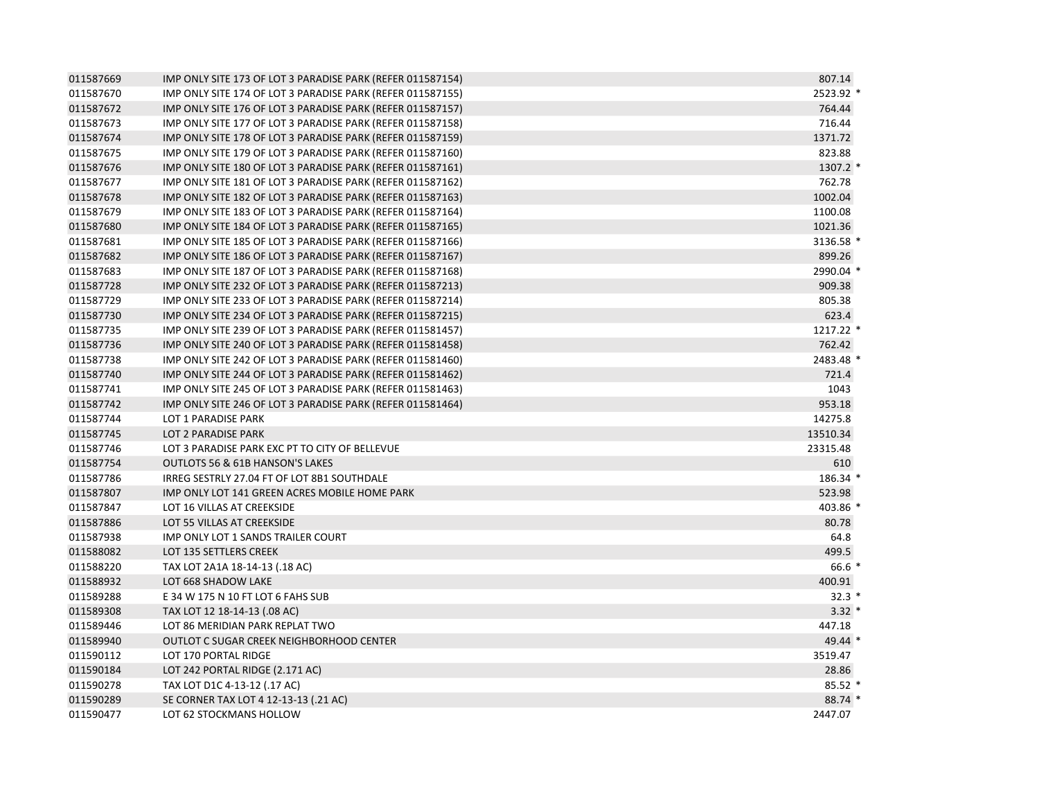| | | | |
|---|---|---|---|
| 011587669 | IMP ONLY SITE 173 OF LOT 3 PARADISE PARK (REFER 011587154) | 807.14 | |
| 011587670 | IMP ONLY SITE 174 OF LOT 3 PARADISE PARK (REFER 011587155) | 2523.92 | * |
| 011587672 | IMP ONLY SITE 176 OF LOT 3 PARADISE PARK (REFER 011587157) | 764.44 | |
| 011587673 | IMP ONLY SITE 177 OF LOT 3 PARADISE PARK (REFER 011587158) | 716.44 | |
| 011587674 | IMP ONLY SITE 178 OF LOT 3 PARADISE PARK (REFER 011587159) | 1371.72 | |
| 011587675 | IMP ONLY SITE 179 OF LOT 3 PARADISE PARK (REFER 011587160) | 823.88 | |
| 011587676 | IMP ONLY SITE 180 OF LOT 3 PARADISE PARK (REFER 011587161) | 1307.2 | * |
| 011587677 | IMP ONLY SITE 181 OF LOT 3 PARADISE PARK (REFER 011587162) | 762.78 | |
| 011587678 | IMP ONLY SITE 182 OF LOT 3 PARADISE PARK (REFER 011587163) | 1002.04 | |
| 011587679 | IMP ONLY SITE 183 OF LOT 3 PARADISE PARK (REFER 011587164) | 1100.08 | |
| 011587680 | IMP ONLY SITE 184 OF LOT 3 PARADISE PARK (REFER 011587165) | 1021.36 | |
| 011587681 | IMP ONLY SITE 185 OF LOT 3 PARADISE PARK (REFER 011587166) | 3136.58 | * |
| 011587682 | IMP ONLY SITE 186 OF LOT 3 PARADISE PARK (REFER 011587167) | 899.26 | |
| 011587683 | IMP ONLY SITE 187 OF LOT 3 PARADISE PARK (REFER 011587168) | 2990.04 | * |
| 011587728 | IMP ONLY SITE 232 OF LOT 3 PARADISE PARK (REFER 011587213) | 909.38 | |
| 011587729 | IMP ONLY SITE 233 OF LOT 3 PARADISE PARK (REFER 011587214) | 805.38 | |
| 011587730 | IMP ONLY SITE 234 OF LOT 3 PARADISE PARK (REFER 011587215) | 623.4 | |
| 011587735 | IMP ONLY SITE 239 OF LOT 3 PARADISE PARK (REFER 011581457) | 1217.22 | * |
| 011587736 | IMP ONLY SITE 240 OF LOT 3 PARADISE PARK (REFER 011581458) | 762.42 | |
| 011587738 | IMP ONLY SITE 242 OF LOT 3 PARADISE PARK (REFER 011581460) | 2483.48 | * |
| 011587740 | IMP ONLY SITE 244 OF LOT 3 PARADISE PARK (REFER 011581462) | 721.4 | |
| 011587741 | IMP ONLY SITE 245 OF LOT 3 PARADISE PARK (REFER 011581463) | 1043 | |
| 011587742 | IMP ONLY SITE 246 OF LOT 3 PARADISE PARK (REFER 011581464) | 953.18 | |
| 011587744 | LOT 1 PARADISE PARK | 14275.8 | |
| 011587745 | LOT 2 PARADISE PARK | 13510.34 | |
| 011587746 | LOT 3 PARADISE PARK EXC PT TO CITY OF BELLEVUE | 23315.48 | |
| 011587754 | OUTLOTS 56 & 61B HANSON'S LAKES | 610 | |
| 011587786 | IRREG SESTRLY 27.04 FT OF LOT 8B1 SOUTHDALE | 186.34 | * |
| 011587807 | IMP ONLY LOT 141 GREEN ACRES MOBILE HOME PARK | 523.98 | |
| 011587847 | LOT 16 VILLAS AT CREEKSIDE | 403.86 | * |
| 011587886 | LOT 55 VILLAS AT CREEKSIDE | 80.78 | |
| 011587938 | IMP ONLY LOT 1 SANDS TRAILER COURT | 64.8 | |
| 011588082 | LOT 135 SETTLERS CREEK | 499.5 | |
| 011588220 | TAX LOT 2A1A 18-14-13 (.18 AC) | 66.6 | * |
| 011588932 | LOT 668 SHADOW LAKE | 400.91 | |
| 011589288 | E 34 W 175 N 10 FT LOT 6 FAHS SUB | 32.3 | * |
| 011589308 | TAX LOT 12 18-14-13 (.08 AC) | 3.32 | * |
| 011589446 | LOT 86 MERIDIAN PARK REPLAT TWO | 447.18 | |
| 011589940 | OUTLOT C SUGAR CREEK NEIGHBORHOOD CENTER | 49.44 | * |
| 011590112 | LOT 170 PORTAL RIDGE | 3519.47 | |
| 011590184 | LOT 242 PORTAL RIDGE (2.171 AC) | 28.86 | |
| 011590278 | TAX LOT D1C 4-13-12 (.17 AC) | 85.52 | * |
| 011590289 | SE CORNER TAX LOT 4 12-13-13 (.21 AC) | 88.74 | * |
| 011590477 | LOT 62 STOCKMANS HOLLOW | 2447.07 | |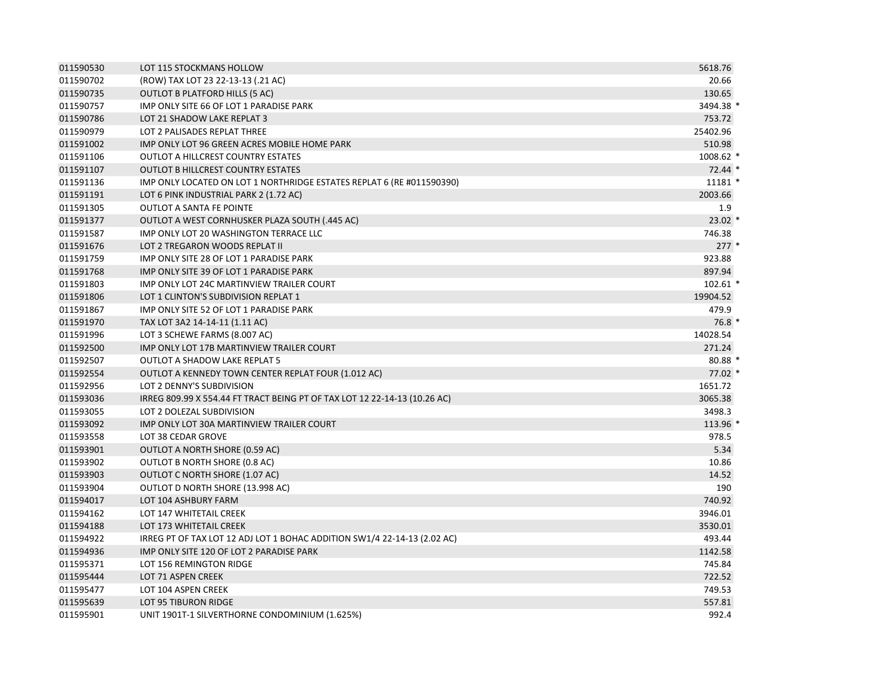| | | | |
|---|---|---|---|
| 011590530 | LOT 115 STOCKMANS HOLLOW | 5618.76 | |
| 011590702 | (ROW) TAX LOT 23 22-13-13 (.21 AC) | 20.66 | |
| 011590735 | OUTLOT B PLATFORD HILLS (5 AC) | 130.65 | |
| 011590757 | IMP ONLY SITE 66 OF LOT 1 PARADISE PARK | 3494.38 | * |
| 011590786 | LOT 21 SHADOW LAKE REPLAT 3 | 753.72 | |
| 011590979 | LOT 2 PALISADES REPLAT THREE | 25402.96 | |
| 011591002 | IMP ONLY LOT 96 GREEN ACRES MOBILE HOME PARK | 510.98 | |
| 011591106 | OUTLOT A HILLCREST COUNTRY ESTATES | 1008.62 | * |
| 011591107 | OUTLOT B HILLCREST COUNTRY ESTATES | 72.44 | * |
| 011591136 | IMP ONLY LOCATED ON LOT 1 NORTHRIDGE ESTATES REPLAT 6 (RE #011590390) | 11181 | * |
| 011591191 | LOT 6 PINK INDUSTRIAL PARK 2 (1.72 AC) | 2003.66 | |
| 011591305 | OUTLOT A SANTA FE POINTE | 1.9 | |
| 011591377 | OUTLOT A WEST CORNHUSKER PLAZA SOUTH (.445 AC) | 23.02 | * |
| 011591587 | IMP ONLY LOT 20 WASHINGTON TERRACE LLC | 746.38 | |
| 011591676 | LOT 2 TREGARON WOODS REPLAT II | 277 | * |
| 011591759 | IMP ONLY SITE 28 OF LOT 1 PARADISE PARK | 923.88 | |
| 011591768 | IMP ONLY SITE 39 OF LOT 1 PARADISE PARK | 897.94 | |
| 011591803 | IMP ONLY LOT 24C MARTINVIEW TRAILER COURT | 102.61 | * |
| 011591806 | LOT 1 CLINTON'S SUBDIVISION REPLAT 1 | 19904.52 | |
| 011591867 | IMP ONLY SITE 52 OF LOT 1 PARADISE PARK | 479.9 | |
| 011591970 | TAX LOT 3A2 14-14-11 (1.11 AC) | 76.8 | * |
| 011591996 | LOT 3 SCHEWE FARMS (8.007 AC) | 14028.54 | |
| 011592500 | IMP ONLY LOT 17B MARTINVIEW TRAILER COURT | 271.24 | |
| 011592507 | OUTLOT A SHADOW LAKE REPLAT 5 | 80.88 | * |
| 011592554 | OUTLOT A KENNEDY TOWN CENTER REPLAT FOUR (1.012 AC) | 77.02 | * |
| 011592956 | LOT 2 DENNY'S SUBDIVISION | 1651.72 | |
| 011593036 | IRREG 809.99 X 554.44 FT TRACT BEING PT OF TAX LOT 12 22-14-13 (10.26 AC) | 3065.38 | |
| 011593055 | LOT 2 DOLEZAL SUBDIVISION | 3498.3 | |
| 011593092 | IMP ONLY LOT 30A MARTINVIEW TRAILER COURT | 113.96 | * |
| 011593558 | LOT 38 CEDAR GROVE | 978.5 | |
| 011593901 | OUTLOT A NORTH SHORE (0.59 AC) | 5.34 | |
| 011593902 | OUTLOT B NORTH SHORE (0.8 AC) | 10.86 | |
| 011593903 | OUTLOT C NORTH SHORE (1.07 AC) | 14.52 | |
| 011593904 | OUTLOT D NORTH SHORE (13.998 AC) | 190 | |
| 011594017 | LOT 104 ASHBURY FARM | 740.92 | |
| 011594162 | LOT 147 WHITETAIL CREEK | 3946.01 | |
| 011594188 | LOT 173 WHITETAIL CREEK | 3530.01 | |
| 011594922 | IRREG PT OF TAX LOT 12 ADJ LOT 1 BOHAC ADDITION SW1/4 22-14-13 (2.02 AC) | 493.44 | |
| 011594936 | IMP ONLY SITE 120 OF LOT 2 PARADISE PARK | 1142.58 | |
| 011595371 | LOT 156 REMINGTON RIDGE | 745.84 | |
| 011595444 | LOT 71 ASPEN CREEK | 722.52 | |
| 011595477 | LOT 104 ASPEN CREEK | 749.53 | |
| 011595639 | LOT 95 TIBURON RIDGE | 557.81 | |
| 011595901 | UNIT 1901T-1 SILVERTHORNE CONDOMINIUM (1.625%) | 992.4 | |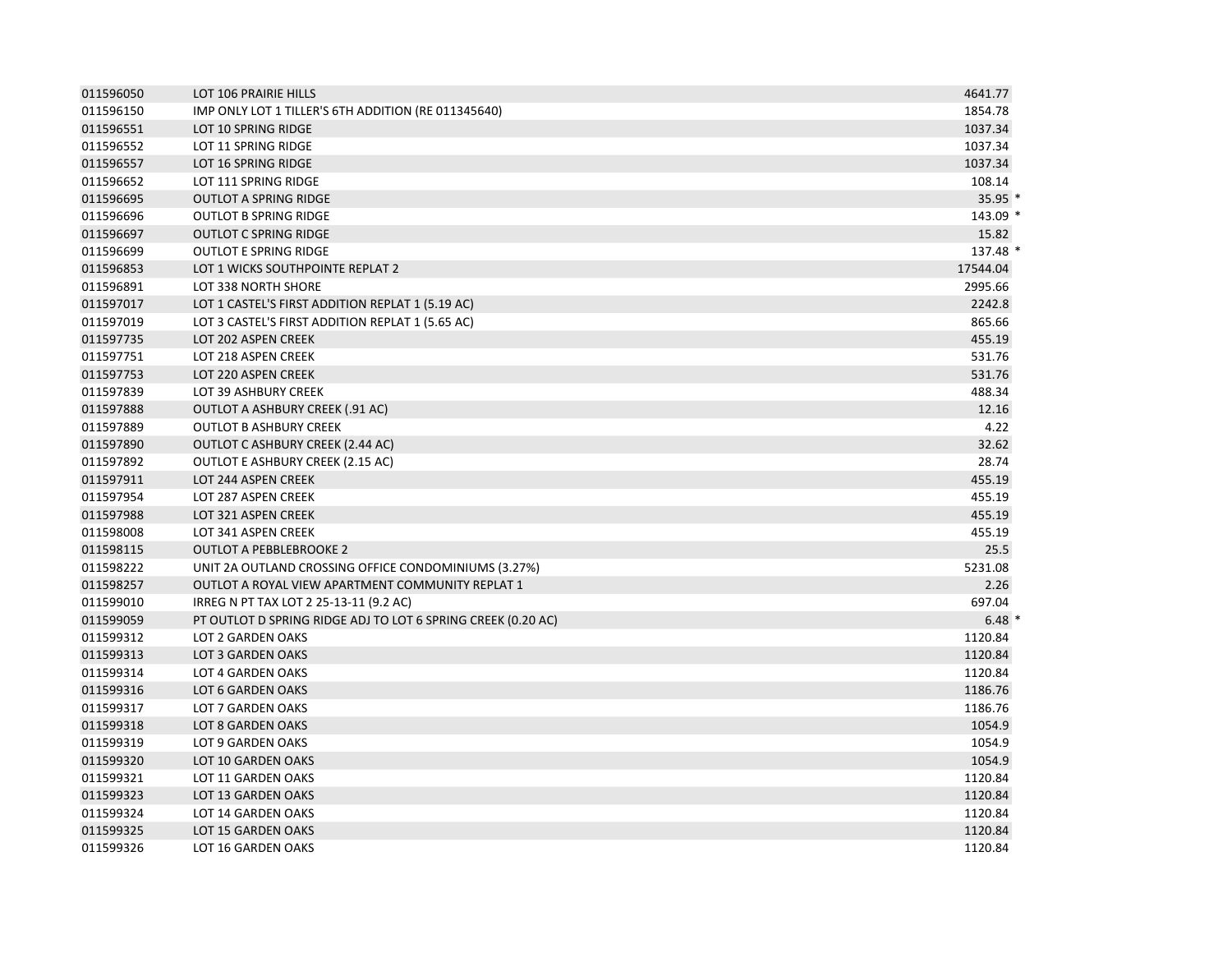| | | |
|---|---|---|
| 011596050 | LOT 106 PRAIRIE HILLS | 4641.77 |
| 011596150 | IMP ONLY LOT 1 TILLER'S 6TH ADDITION (RE 011345640) | 1854.78 |
| 011596551 | LOT 10 SPRING RIDGE | 1037.34 |
| 011596552 | LOT 11 SPRING RIDGE | 1037.34 |
| 011596557 | LOT 16 SPRING RIDGE | 1037.34 |
| 011596652 | LOT 111 SPRING RIDGE | 108.14 |
| 011596695 | OUTLOT A SPRING RIDGE | 35.95 * |
| 011596696 | OUTLOT B SPRING RIDGE | 143.09 * |
| 011596697 | OUTLOT C SPRING RIDGE | 15.82 |
| 011596699 | OUTLOT E SPRING RIDGE | 137.48 * |
| 011596853 | LOT 1 WICKS SOUTHPOINTE REPLAT 2 | 17544.04 |
| 011596891 | LOT 338 NORTH SHORE | 2995.66 |
| 011597017 | LOT 1 CASTEL'S FIRST ADDITION REPLAT 1 (5.19 AC) | 2242.8 |
| 011597019 | LOT 3 CASTEL'S FIRST ADDITION REPLAT 1 (5.65 AC) | 865.66 |
| 011597735 | LOT 202 ASPEN CREEK | 455.19 |
| 011597751 | LOT 218 ASPEN CREEK | 531.76 |
| 011597753 | LOT 220 ASPEN CREEK | 531.76 |
| 011597839 | LOT 39 ASHBURY CREEK | 488.34 |
| 011597888 | OUTLOT A ASHBURY CREEK (.91 AC) | 12.16 |
| 011597889 | OUTLOT B ASHBURY CREEK | 4.22 |
| 011597890 | OUTLOT C ASHBURY CREEK (2.44 AC) | 32.62 |
| 011597892 | OUTLOT E ASHBURY CREEK (2.15 AC) | 28.74 |
| 011597911 | LOT 244 ASPEN CREEK | 455.19 |
| 011597954 | LOT 287 ASPEN CREEK | 455.19 |
| 011597988 | LOT 321 ASPEN CREEK | 455.19 |
| 011598008 | LOT 341 ASPEN CREEK | 455.19 |
| 011598115 | OUTLOT A PEBBLEBROOKE 2 | 25.5 |
| 011598222 | UNIT 2A OUTLAND CROSSING OFFICE CONDOMINIUMS (3.27%) | 5231.08 |
| 011598257 | OUTLOT A ROYAL VIEW APARTMENT COMMUNITY REPLAT 1 | 2.26 |
| 011599010 | IRREG N PT TAX LOT 2 25-13-11 (9.2 AC) | 697.04 |
| 011599059 | PT OUTLOT D SPRING RIDGE ADJ TO LOT 6 SPRING CREEK (0.20 AC) | 6.48 * |
| 011599312 | LOT 2 GARDEN OAKS | 1120.84 |
| 011599313 | LOT 3 GARDEN OAKS | 1120.84 |
| 011599314 | LOT 4 GARDEN OAKS | 1120.84 |
| 011599316 | LOT 6 GARDEN OAKS | 1186.76 |
| 011599317 | LOT 7 GARDEN OAKS | 1186.76 |
| 011599318 | LOT 8 GARDEN OAKS | 1054.9 |
| 011599319 | LOT 9 GARDEN OAKS | 1054.9 |
| 011599320 | LOT 10 GARDEN OAKS | 1054.9 |
| 011599321 | LOT 11 GARDEN OAKS | 1120.84 |
| 011599323 | LOT 13 GARDEN OAKS | 1120.84 |
| 011599324 | LOT 14 GARDEN OAKS | 1120.84 |
| 011599325 | LOT 15 GARDEN OAKS | 1120.84 |
| 011599326 | LOT 16 GARDEN OAKS | 1120.84 |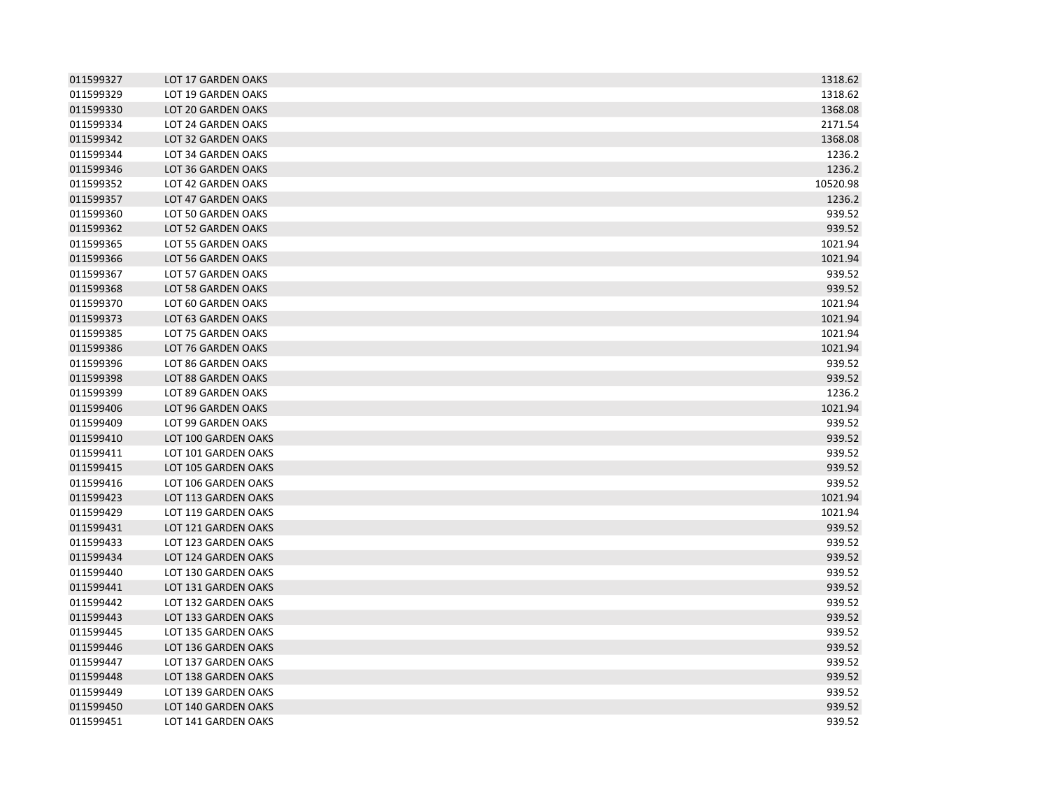| | | |
|---|---|---|
| 011599327 | LOT 17 GARDEN OAKS | 1318.62 |
| 011599329 | LOT 19 GARDEN OAKS | 1318.62 |
| 011599330 | LOT 20 GARDEN OAKS | 1368.08 |
| 011599334 | LOT 24 GARDEN OAKS | 2171.54 |
| 011599342 | LOT 32 GARDEN OAKS | 1368.08 |
| 011599344 | LOT 34 GARDEN OAKS | 1236.2 |
| 011599346 | LOT 36 GARDEN OAKS | 1236.2 |
| 011599352 | LOT 42 GARDEN OAKS | 10520.98 |
| 011599357 | LOT 47 GARDEN OAKS | 1236.2 |
| 011599360 | LOT 50 GARDEN OAKS | 939.52 |
| 011599362 | LOT 52 GARDEN OAKS | 939.52 |
| 011599365 | LOT 55 GARDEN OAKS | 1021.94 |
| 011599366 | LOT 56 GARDEN OAKS | 1021.94 |
| 011599367 | LOT 57 GARDEN OAKS | 939.52 |
| 011599368 | LOT 58 GARDEN OAKS | 939.52 |
| 011599370 | LOT 60 GARDEN OAKS | 1021.94 |
| 011599373 | LOT 63 GARDEN OAKS | 1021.94 |
| 011599385 | LOT 75 GARDEN OAKS | 1021.94 |
| 011599386 | LOT 76 GARDEN OAKS | 1021.94 |
| 011599396 | LOT 86 GARDEN OAKS | 939.52 |
| 011599398 | LOT 88 GARDEN OAKS | 939.52 |
| 011599399 | LOT 89 GARDEN OAKS | 1236.2 |
| 011599406 | LOT 96 GARDEN OAKS | 1021.94 |
| 011599409 | LOT 99 GARDEN OAKS | 939.52 |
| 011599410 | LOT 100 GARDEN OAKS | 939.52 |
| 011599411 | LOT 101 GARDEN OAKS | 939.52 |
| 011599415 | LOT 105 GARDEN OAKS | 939.52 |
| 011599416 | LOT 106 GARDEN OAKS | 939.52 |
| 011599423 | LOT 113 GARDEN OAKS | 1021.94 |
| 011599429 | LOT 119 GARDEN OAKS | 1021.94 |
| 011599431 | LOT 121 GARDEN OAKS | 939.52 |
| 011599433 | LOT 123 GARDEN OAKS | 939.52 |
| 011599434 | LOT 124 GARDEN OAKS | 939.52 |
| 011599440 | LOT 130 GARDEN OAKS | 939.52 |
| 011599441 | LOT 131 GARDEN OAKS | 939.52 |
| 011599442 | LOT 132 GARDEN OAKS | 939.52 |
| 011599443 | LOT 133 GARDEN OAKS | 939.52 |
| 011599445 | LOT 135 GARDEN OAKS | 939.52 |
| 011599446 | LOT 136 GARDEN OAKS | 939.52 |
| 011599447 | LOT 137 GARDEN OAKS | 939.52 |
| 011599448 | LOT 138 GARDEN OAKS | 939.52 |
| 011599449 | LOT 139 GARDEN OAKS | 939.52 |
| 011599450 | LOT 140 GARDEN OAKS | 939.52 |
| 011599451 | LOT 141 GARDEN OAKS | 939.52 |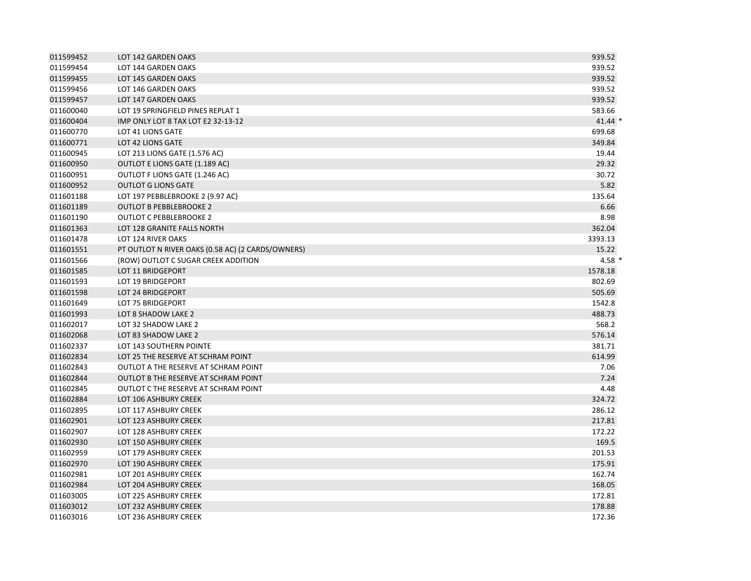| | | | |
|---|---|---|---|
| 011599452 | LOT 142 GARDEN OAKS | 939.52 | |
| 011599454 | LOT 144 GARDEN OAKS | 939.52 | |
| 011599455 | LOT 145 GARDEN OAKS | 939.52 | |
| 011599456 | LOT 146 GARDEN OAKS | 939.52 | |
| 011599457 | LOT 147 GARDEN OAKS | 939.52 | |
| 011600040 | LOT 19 SPRINGFIELD PINES REPLAT 1 | 583.66 | |
| 011600404 | IMP ONLY LOT 8 TAX LOT E2 32-13-12 | 41.44 | * |
| 011600770 | LOT 41 LIONS GATE | 699.68 | |
| 011600771 | LOT 42 LIONS GATE | 349.84 | |
| 011600945 | LOT 213 LIONS GATE (1.576 AC) | 19.44 | |
| 011600950 | OUTLOT E LIONS GATE (1.189 AC) | 29.32 | |
| 011600951 | OUTLOT F LIONS GATE (1.246 AC) | 30.72 | |
| 011600952 | OUTLOT G LIONS GATE | 5.82 | |
| 011601188 | LOT 197 PEBBLEBROOKE 2 (9.97 AC) | 135.64 | |
| 011601189 | OUTLOT B PEBBLEBROOKE 2 | 6.66 | |
| 011601190 | OUTLOT C PEBBLEBROOKE 2 | 8.98 | |
| 011601363 | LOT 128 GRANITE FALLS NORTH | 362.04 | |
| 011601478 | LOT 124 RIVER OAKS | 3393.13 | |
| 011601551 | PT OUTLOT N RIVER OAKS (0.58 AC) (2 CARDS/OWNERS) | 15.22 | |
| 011601566 | (ROW) OUTLOT C SUGAR CREEK ADDITION | 4.58 | * |
| 011601585 | LOT 11 BRIDGEPORT | 1578.18 | |
| 011601593 | LOT 19 BRIDGEPORT | 802.69 | |
| 011601598 | LOT 24 BRIDGEPORT | 505.69 | |
| 011601649 | LOT 75 BRIDGEPORT | 1542.8 | |
| 011601993 | LOT 8 SHADOW LAKE 2 | 488.73 | |
| 011602017 | LOT 32 SHADOW LAKE 2 | 568.2 | |
| 011602068 | LOT 83 SHADOW LAKE 2 | 576.14 | |
| 011602337 | LOT 143 SOUTHERN POINTE | 381.71 | |
| 011602834 | LOT 25 THE RESERVE AT SCHRAM POINT | 614.99 | |
| 011602843 | OUTLOT A THE RESERVE AT SCHRAM POINT | 7.06 | |
| 011602844 | OUTLOT B THE RESERVE AT SCHRAM POINT | 7.24 | |
| 011602845 | OUTLOT C THE RESERVE AT SCHRAM POINT | 4.48 | |
| 011602884 | LOT 106 ASHBURY CREEK | 324.72 | |
| 011602895 | LOT 117 ASHBURY CREEK | 286.12 | |
| 011602901 | LOT 123 ASHBURY CREEK | 217.81 | |
| 011602907 | LOT 128 ASHBURY CREEK | 172.22 | |
| 011602930 | LOT 150 ASHBURY CREEK | 169.5 | |
| 011602959 | LOT 179 ASHBURY CREEK | 201.53 | |
| 011602970 | LOT 190 ASHBURY CREEK | 175.91 | |
| 011602981 | LOT 201 ASHBURY CREEK | 162.74 | |
| 011602984 | LOT 204 ASHBURY CREEK | 168.05 | |
| 011603005 | LOT 225 ASHBURY CREEK | 172.81 | |
| 011603012 | LOT 232 ASHBURY CREEK | 178.88 | |
| 011603016 | LOT 236 ASHBURY CREEK | 172.36 | |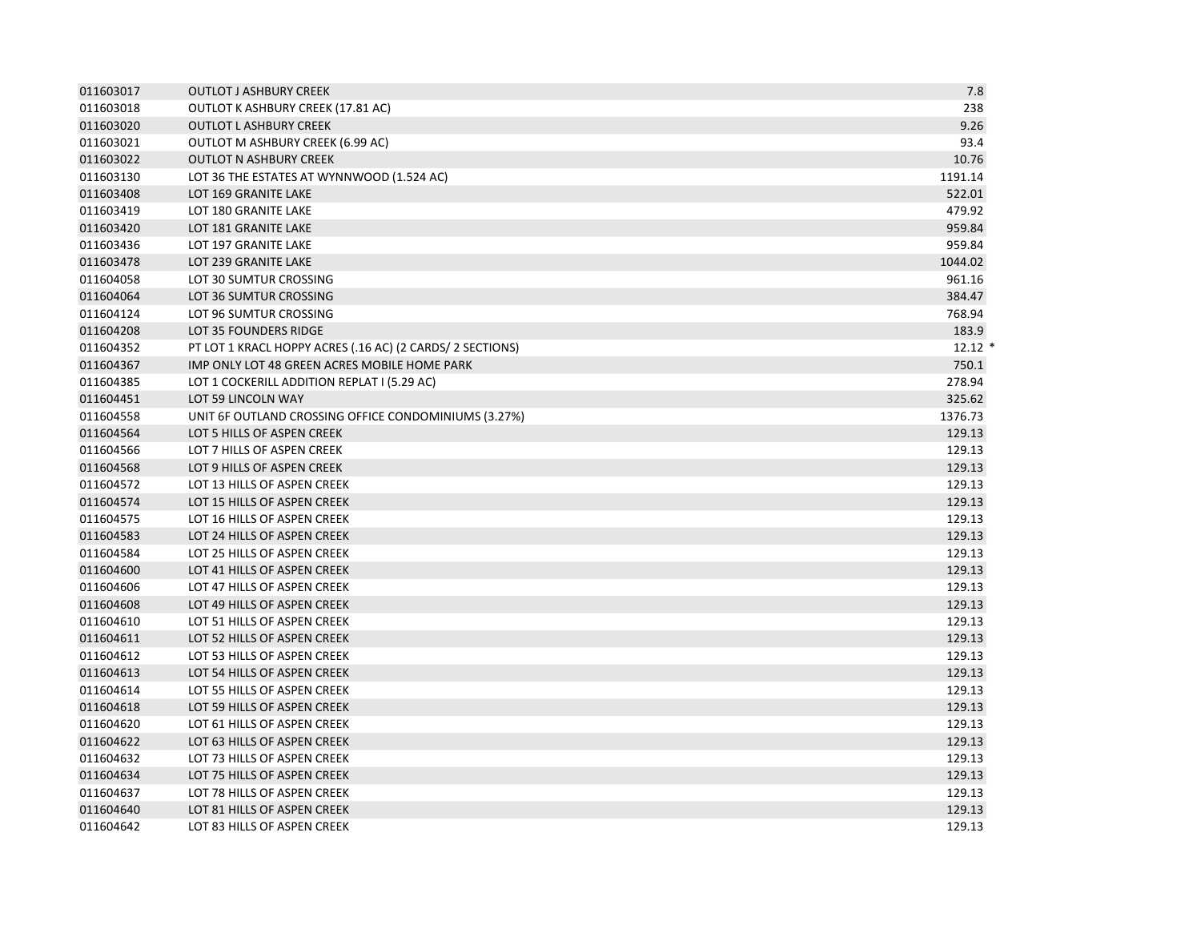| | | | |
|---|---|---|---|
| 011603017 | OUTLOT J ASHBURY CREEK | 7.8 | |
| 011603018 | OUTLOT K ASHBURY CREEK (17.81 AC) | 238 | |
| 011603020 | OUTLOT L ASHBURY CREEK | 9.26 | |
| 011603021 | OUTLOT M ASHBURY CREEK (6.99 AC) | 93.4 | |
| 011603022 | OUTLOT N ASHBURY CREEK | 10.76 | |
| 011603130 | LOT 36 THE ESTATES AT WYNNWOOD (1.524 AC) | 1191.14 | |
| 011603408 | LOT 169 GRANITE LAKE | 522.01 | |
| 011603419 | LOT 180 GRANITE LAKE | 479.92 | |
| 011603420 | LOT 181 GRANITE LAKE | 959.84 | |
| 011603436 | LOT 197 GRANITE LAKE | 959.84 | |
| 011603478 | LOT 239 GRANITE LAKE | 1044.02 | |
| 011604058 | LOT 30 SUMTUR CROSSING | 961.16 | |
| 011604064 | LOT 36 SUMTUR CROSSING | 384.47 | |
| 011604124 | LOT 96 SUMTUR CROSSING | 768.94 | |
| 011604208 | LOT 35 FOUNDERS RIDGE | 183.9 | |
| 011604352 | PT LOT 1 KRACL HOPPY ACRES (.16 AC) (2 CARDS/ 2 SECTIONS) | 12.12 | * |
| 011604367 | IMP ONLY LOT 48 GREEN ACRES MOBILE HOME PARK | 750.1 | |
| 011604385 | LOT 1 COCKERILL ADDITION REPLAT I (5.29 AC) | 278.94 | |
| 011604451 | LOT 59 LINCOLN WAY | 325.62 | |
| 011604558 | UNIT 6F OUTLAND CROSSING OFFICE CONDOMINIUMS (3.27%) | 1376.73 | |
| 011604564 | LOT 5 HILLS OF ASPEN CREEK | 129.13 | |
| 011604566 | LOT 7 HILLS OF ASPEN CREEK | 129.13 | |
| 011604568 | LOT 9 HILLS OF ASPEN CREEK | 129.13 | |
| 011604572 | LOT 13 HILLS OF ASPEN CREEK | 129.13 | |
| 011604574 | LOT 15 HILLS OF ASPEN CREEK | 129.13 | |
| 011604575 | LOT 16 HILLS OF ASPEN CREEK | 129.13 | |
| 011604583 | LOT 24 HILLS OF ASPEN CREEK | 129.13 | |
| 011604584 | LOT 25 HILLS OF ASPEN CREEK | 129.13 | |
| 011604600 | LOT 41 HILLS OF ASPEN CREEK | 129.13 | |
| 011604606 | LOT 47 HILLS OF ASPEN CREEK | 129.13 | |
| 011604608 | LOT 49 HILLS OF ASPEN CREEK | 129.13 | |
| 011604610 | LOT 51 HILLS OF ASPEN CREEK | 129.13 | |
| 011604611 | LOT 52 HILLS OF ASPEN CREEK | 129.13 | |
| 011604612 | LOT 53 HILLS OF ASPEN CREEK | 129.13 | |
| 011604613 | LOT 54 HILLS OF ASPEN CREEK | 129.13 | |
| 011604614 | LOT 55 HILLS OF ASPEN CREEK | 129.13 | |
| 011604618 | LOT 59 HILLS OF ASPEN CREEK | 129.13 | |
| 011604620 | LOT 61 HILLS OF ASPEN CREEK | 129.13 | |
| 011604622 | LOT 63 HILLS OF ASPEN CREEK | 129.13 | |
| 011604632 | LOT 73 HILLS OF ASPEN CREEK | 129.13 | |
| 011604634 | LOT 75 HILLS OF ASPEN CREEK | 129.13 | |
| 011604637 | LOT 78 HILLS OF ASPEN CREEK | 129.13 | |
| 011604640 | LOT 81 HILLS OF ASPEN CREEK | 129.13 | |
| 011604642 | LOT 83 HILLS OF ASPEN CREEK | 129.13 | |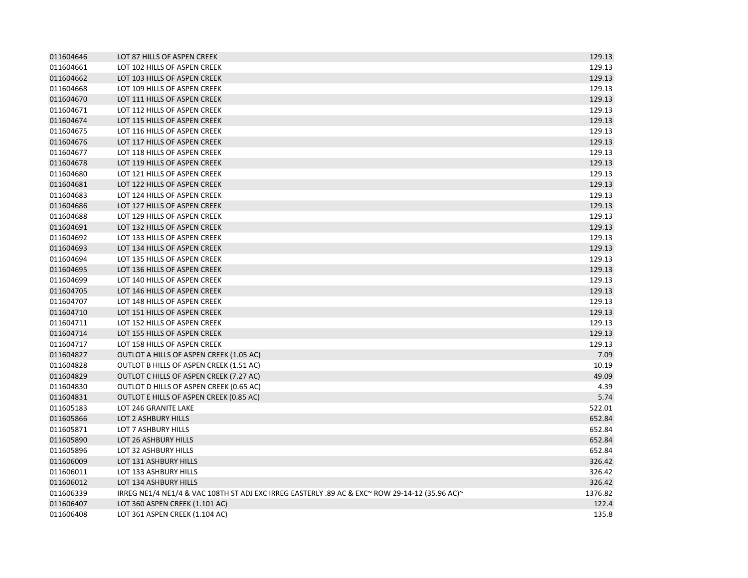| | | |
|---|---|---|
| 011604646 | LOT 87 HILLS OF ASPEN CREEK | 129.13 |
| 011604661 | LOT 102 HILLS OF ASPEN CREEK | 129.13 |
| 011604662 | LOT 103 HILLS OF ASPEN CREEK | 129.13 |
| 011604668 | LOT 109 HILLS OF ASPEN CREEK | 129.13 |
| 011604670 | LOT 111 HILLS OF ASPEN CREEK | 129.13 |
| 011604671 | LOT 112 HILLS OF ASPEN CREEK | 129.13 |
| 011604674 | LOT 115 HILLS OF ASPEN CREEK | 129.13 |
| 011604675 | LOT 116 HILLS OF ASPEN CREEK | 129.13 |
| 011604676 | LOT 117 HILLS OF ASPEN CREEK | 129.13 |
| 011604677 | LOT 118 HILLS OF ASPEN CREEK | 129.13 |
| 011604678 | LOT 119 HILLS OF ASPEN CREEK | 129.13 |
| 011604680 | LOT 121 HILLS OF ASPEN CREEK | 129.13 |
| 011604681 | LOT 122 HILLS OF ASPEN CREEK | 129.13 |
| 011604683 | LOT 124 HILLS OF ASPEN CREEK | 129.13 |
| 011604686 | LOT 127 HILLS OF ASPEN CREEK | 129.13 |
| 011604688 | LOT 129 HILLS OF ASPEN CREEK | 129.13 |
| 011604691 | LOT 132 HILLS OF ASPEN CREEK | 129.13 |
| 011604692 | LOT 133 HILLS OF ASPEN CREEK | 129.13 |
| 011604693 | LOT 134 HILLS OF ASPEN CREEK | 129.13 |
| 011604694 | LOT 135 HILLS OF ASPEN CREEK | 129.13 |
| 011604695 | LOT 136 HILLS OF ASPEN CREEK | 129.13 |
| 011604699 | LOT 140 HILLS OF ASPEN CREEK | 129.13 |
| 011604705 | LOT 146 HILLS OF ASPEN CREEK | 129.13 |
| 011604707 | LOT 148 HILLS OF ASPEN CREEK | 129.13 |
| 011604710 | LOT 151 HILLS OF ASPEN CREEK | 129.13 |
| 011604711 | LOT 152 HILLS OF ASPEN CREEK | 129.13 |
| 011604714 | LOT 155 HILLS OF ASPEN CREEK | 129.13 |
| 011604717 | LOT 158 HILLS OF ASPEN CREEK | 129.13 |
| 011604827 | OUTLOT A HILLS OF ASPEN CREEK (1.05 AC) | 7.09 |
| 011604828 | OUTLOT B HILLS OF ASPEN CREEK (1.51 AC) | 10.19 |
| 011604829 | OUTLOT C HILLS OF ASPEN CREEK (7.27 AC) | 49.09 |
| 011604830 | OUTLOT D HILLS OF ASPEN CREEK (0.65 AC) | 4.39 |
| 011604831 | OUTLOT E HILLS OF ASPEN CREEK (0.85 AC) | 5.74 |
| 011605183 | LOT 246 GRANITE LAKE | 522.01 |
| 011605866 | LOT 2 ASHBURY HILLS | 652.84 |
| 011605871 | LOT 7 ASHBURY HILLS | 652.84 |
| 011605890 | LOT 26 ASHBURY HILLS | 652.84 |
| 011605896 | LOT 32 ASHBURY HILLS | 652.84 |
| 011606009 | LOT 131 ASHBURY HILLS | 326.42 |
| 011606011 | LOT 133 ASHBURY HILLS | 326.42 |
| 011606012 | LOT 134 ASHBURY HILLS | 326.42 |
| 011606339 | IRREG NE1/4 NE1/4 & VAC 108TH ST ADJ EXC IRREG EASTERLY .89 AC & EXC~ ROW 29-14-12 (35.96 AC)~ | 1376.82 |
| 011606407 | LOT 360 ASPEN CREEK (1.101 AC) | 122.4 |
| 011606408 | LOT 361 ASPEN CREEK (1.104 AC) | 135.8 |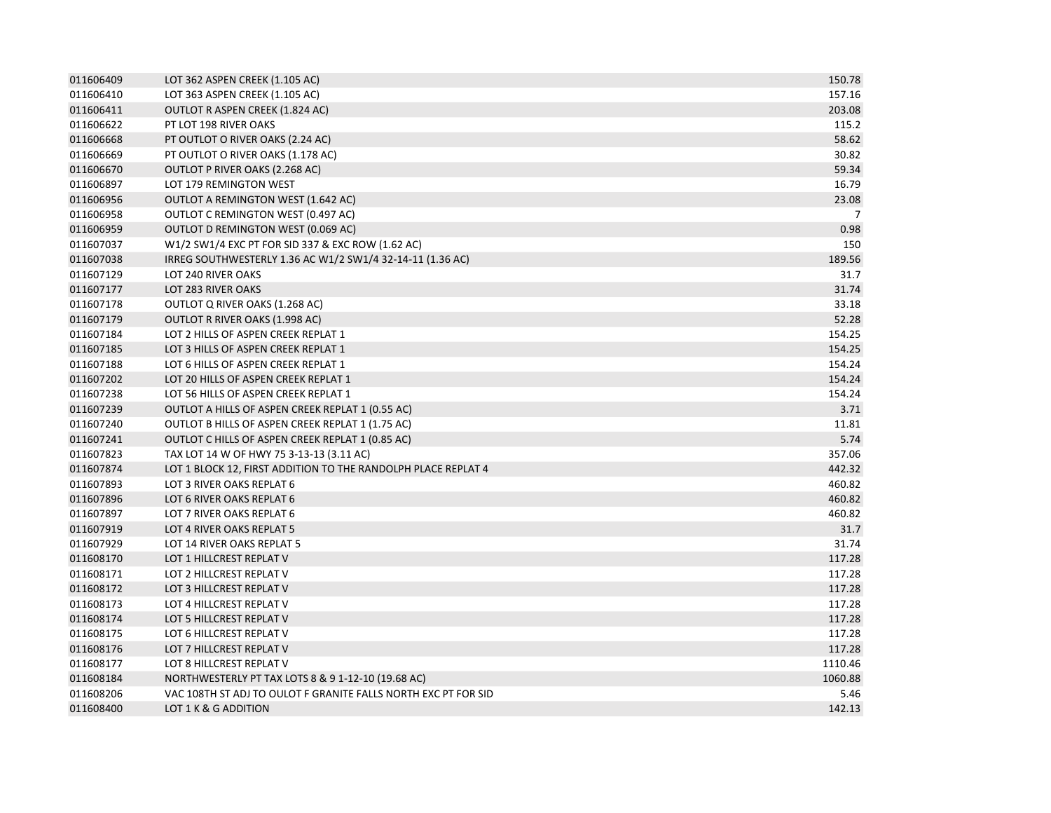| | | |
|---|---|---|
| 011606409 | LOT 362 ASPEN CREEK (1.105 AC) | 150.78 |
| 011606410 | LOT 363 ASPEN CREEK (1.105 AC) | 157.16 |
| 011606411 | OUTLOT R ASPEN CREEK (1.824 AC) | 203.08 |
| 011606622 | PT LOT 198 RIVER OAKS | 115.2 |
| 011606668 | PT OUTLOT O RIVER OAKS (2.24 AC) | 58.62 |
| 011606669 | PT OUTLOT O RIVER OAKS (1.178 AC) | 30.82 |
| 011606670 | OUTLOT P RIVER OAKS (2.268 AC) | 59.34 |
| 011606897 | LOT 179 REMINGTON WEST | 16.79 |
| 011606956 | OUTLOT A REMINGTON WEST (1.642 AC) | 23.08 |
| 011606958 | OUTLOT C REMINGTON WEST (0.497 AC) | 7 |
| 011606959 | OUTLOT D REMINGTON WEST (0.069 AC) | 0.98 |
| 011607037 | W1/2 SW1/4 EXC PT FOR SID 337 & EXC ROW (1.62 AC) | 150 |
| 011607038 | IRREG SOUTHWESTERLY 1.36 AC W1/2 SW1/4 32-14-11 (1.36 AC) | 189.56 |
| 011607129 | LOT 240 RIVER OAKS | 31.7 |
| 011607177 | LOT 283 RIVER OAKS | 31.74 |
| 011607178 | OUTLOT Q RIVER OAKS (1.268 AC) | 33.18 |
| 011607179 | OUTLOT R RIVER OAKS (1.998 AC) | 52.28 |
| 011607184 | LOT 2 HILLS OF ASPEN CREEK REPLAT 1 | 154.25 |
| 011607185 | LOT 3 HILLS OF ASPEN CREEK REPLAT 1 | 154.25 |
| 011607188 | LOT 6 HILLS OF ASPEN CREEK REPLAT 1 | 154.24 |
| 011607202 | LOT 20 HILLS OF ASPEN CREEK REPLAT 1 | 154.24 |
| 011607238 | LOT 56 HILLS OF ASPEN CREEK REPLAT 1 | 154.24 |
| 011607239 | OUTLOT A HILLS OF ASPEN CREEK REPLAT 1 (0.55 AC) | 3.71 |
| 011607240 | OUTLOT B HILLS OF ASPEN CREEK REPLAT 1 (1.75 AC) | 11.81 |
| 011607241 | OUTLOT C HILLS OF ASPEN CREEK REPLAT 1 (0.85 AC) | 5.74 |
| 011607823 | TAX LOT 14 W OF HWY 75 3-13-13 (3.11 AC) | 357.06 |
| 011607874 | LOT 1 BLOCK 12, FIRST ADDITION TO THE RANDOLPH PLACE REPLAT 4 | 442.32 |
| 011607893 | LOT 3 RIVER OAKS REPLAT 6 | 460.82 |
| 011607896 | LOT 6 RIVER OAKS REPLAT 6 | 460.82 |
| 011607897 | LOT 7 RIVER OAKS REPLAT 6 | 460.82 |
| 011607919 | LOT 4 RIVER OAKS REPLAT 5 | 31.7 |
| 011607929 | LOT 14 RIVER OAKS REPLAT 5 | 31.74 |
| 011608170 | LOT 1 HILLCREST REPLAT V | 117.28 |
| 011608171 | LOT 2 HILLCREST REPLAT V | 117.28 |
| 011608172 | LOT 3 HILLCREST REPLAT V | 117.28 |
| 011608173 | LOT 4 HILLCREST REPLAT V | 117.28 |
| 011608174 | LOT 5 HILLCREST REPLAT V | 117.28 |
| 011608175 | LOT 6 HILLCREST REPLAT V | 117.28 |
| 011608176 | LOT 7 HILLCREST REPLAT V | 117.28 |
| 011608177 | LOT 8 HILLCREST REPLAT V | 1110.46 |
| 011608184 | NORTHWESTERLY PT TAX LOTS 8 & 9 1-12-10 (19.68 AC) | 1060.88 |
| 011608206 | VAC 108TH ST ADJ TO OULOT F GRANITE FALLS NORTH EXC PT FOR SID | 5.46 |
| 011608400 | LOT 1 K & G ADDITION | 142.13 |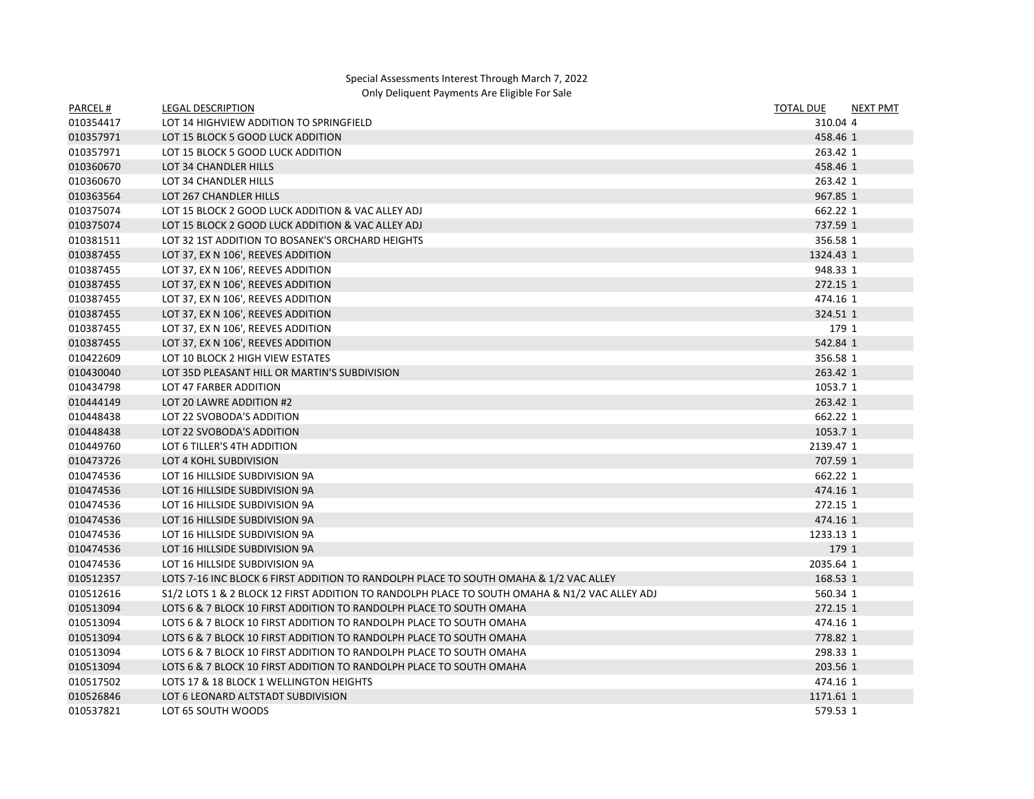Special Assessments Interest Through March 7, 2022

Only Deliquent Payments Are Eligible For Sale

| PARCEL # | LEGAL DESCRIPTION | TOTAL DUE | NEXT PMT |
|---|---|---|---|
| 010354417 | LOT 14 HIGHVIEW ADDITION TO SPRINGFIELD | 310.04 | 4 |
| 010357971 | LOT 15 BLOCK 5 GOOD LUCK ADDITION | 458.46 | 1 |
| 010357971 | LOT 15 BLOCK 5 GOOD LUCK ADDITION | 263.42 | 1 |
| 010360670 | LOT 34 CHANDLER HILLS | 458.46 | 1 |
| 010360670 | LOT 34 CHANDLER HILLS | 263.42 | 1 |
| 010363564 | LOT 267 CHANDLER HILLS | 967.85 | 1 |
| 010375074 | LOT 15 BLOCK 2 GOOD LUCK ADDITION & VAC ALLEY ADJ | 662.22 | 1 |
| 010375074 | LOT 15 BLOCK 2 GOOD LUCK ADDITION & VAC ALLEY ADJ | 737.59 | 1 |
| 010381511 | LOT 32 1ST ADDITION TO BOSANEK'S ORCHARD HEIGHTS | 356.58 | 1 |
| 010387455 | LOT 37, EX N 106', REEVES ADDITION | 1324.43 | 1 |
| 010387455 | LOT 37, EX N 106', REEVES ADDITION | 948.33 | 1 |
| 010387455 | LOT 37, EX N 106', REEVES ADDITION | 272.15 | 1 |
| 010387455 | LOT 37, EX N 106', REEVES ADDITION | 474.16 | 1 |
| 010387455 | LOT 37, EX N 106', REEVES ADDITION | 324.51 | 1 |
| 010387455 | LOT 37, EX N 106', REEVES ADDITION | 179 | 1 |
| 010387455 | LOT 37, EX N 106', REEVES ADDITION | 542.84 | 1 |
| 010422609 | LOT 10 BLOCK 2 HIGH VIEW ESTATES | 356.58 | 1 |
| 010430040 | LOT 35D PLEASANT HILL OR MARTIN'S SUBDIVISION | 263.42 | 1 |
| 010434798 | LOT 47 FARBER ADDITION | 1053.7 | 1 |
| 010444149 | LOT 20 LAWRE ADDITION #2 | 263.42 | 1 |
| 010448438 | LOT 22 SVOBODA'S ADDITION | 662.22 | 1 |
| 010448438 | LOT 22 SVOBODA'S ADDITION | 1053.7 | 1 |
| 010449760 | LOT 6 TILLER'S 4TH ADDITION | 2139.47 | 1 |
| 010473726 | LOT 4 KOHL SUBDIVISION | 707.59 | 1 |
| 010474536 | LOT 16 HILLSIDE SUBDIVISION 9A | 662.22 | 1 |
| 010474536 | LOT 16 HILLSIDE SUBDIVISION 9A | 474.16 | 1 |
| 010474536 | LOT 16 HILLSIDE SUBDIVISION 9A | 272.15 | 1 |
| 010474536 | LOT 16 HILLSIDE SUBDIVISION 9A | 474.16 | 1 |
| 010474536 | LOT 16 HILLSIDE SUBDIVISION 9A | 1233.13 | 1 |
| 010474536 | LOT 16 HILLSIDE SUBDIVISION 9A | 179 | 1 |
| 010474536 | LOT 16 HILLSIDE SUBDIVISION 9A | 2035.64 | 1 |
| 010512357 | LOTS 7-16 INC BLOCK 6 FIRST ADDITION TO RANDOLPH PLACE TO SOUTH OMAHA & 1/2 VAC ALLEY | 168.53 | 1 |
| 010512616 | S1/2 LOTS 1 & 2 BLOCK 12 FIRST ADDITION TO RANDOLPH PLACE TO SOUTH OMAHA & N1/2 VAC ALLEY ADJ | 560.34 | 1 |
| 010513094 | LOTS 6 & 7 BLOCK 10 FIRST ADDITION TO RANDOLPH PLACE TO SOUTH OMAHA | 272.15 | 1 |
| 010513094 | LOTS 6 & 7 BLOCK 10 FIRST ADDITION TO RANDOLPH PLACE TO SOUTH OMAHA | 474.16 | 1 |
| 010513094 | LOTS 6 & 7 BLOCK 10 FIRST ADDITION TO RANDOLPH PLACE TO SOUTH OMAHA | 778.82 | 1 |
| 010513094 | LOTS 6 & 7 BLOCK 10 FIRST ADDITION TO RANDOLPH PLACE TO SOUTH OMAHA | 298.33 | 1 |
| 010513094 | LOTS 6 & 7 BLOCK 10 FIRST ADDITION TO RANDOLPH PLACE TO SOUTH OMAHA | 203.56 | 1 |
| 010517502 | LOTS 17 & 18 BLOCK 1 WELLINGTON HEIGHTS | 474.16 | 1 |
| 010526846 | LOT 6 LEONARD ALTSTADT SUBDIVISION | 1171.61 | 1 |
| 010537821 | LOT 65 SOUTH WOODS | 579.53 | 1 |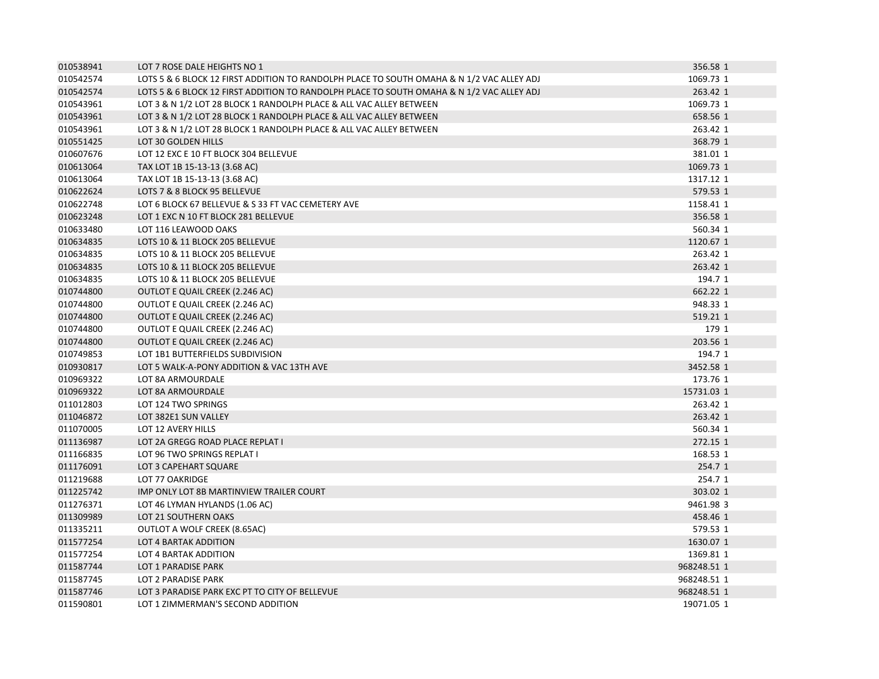| | | | |
|---|---|---|---|
| 010538941 | LOT 7 ROSE DALE HEIGHTS NO 1 | 356.58 | 1 |
| 010542574 | LOTS 5 & 6 BLOCK 12 FIRST ADDITION TO RANDOLPH PLACE TO SOUTH OMAHA & N 1/2 VAC ALLEY ADJ | 1069.73 | 1 |
| 010542574 | LOTS 5 & 6 BLOCK 12 FIRST ADDITION TO RANDOLPH PLACE TO SOUTH OMAHA & N 1/2 VAC ALLEY ADJ | 263.42 | 1 |
| 010543961 | LOT 3 & N 1/2 LOT 28 BLOCK 1 RANDOLPH PLACE & ALL VAC ALLEY BETWEEN | 1069.73 | 1 |
| 010543961 | LOT 3 & N 1/2 LOT 28 BLOCK 1 RANDOLPH PLACE & ALL VAC ALLEY BETWEEN | 658.56 | 1 |
| 010543961 | LOT 3 & N 1/2 LOT 28 BLOCK 1 RANDOLPH PLACE & ALL VAC ALLEY BETWEEN | 263.42 | 1 |
| 010551425 | LOT 30 GOLDEN HILLS | 368.79 | 1 |
| 010607676 | LOT 12 EXC E 10 FT BLOCK 304 BELLEVUE | 381.01 | 1 |
| 010613064 | TAX LOT 1B 15-13-13 (3.68 AC) | 1069.73 | 1 |
| 010613064 | TAX LOT 1B 15-13-13 (3.68 AC) | 1317.12 | 1 |
| 010622624 | LOTS 7 & 8 BLOCK 95 BELLEVUE | 579.53 | 1 |
| 010622748 | LOT 6 BLOCK 67 BELLEVUE & S 33 FT VAC CEMETERY AVE | 1158.41 | 1 |
| 010623248 | LOT 1 EXC N 10 FT BLOCK 281 BELLEVUE | 356.58 | 1 |
| 010633480 | LOT 116 LEAWOOD OAKS | 560.34 | 1 |
| 010634835 | LOTS 10 & 11 BLOCK 205 BELLEVUE | 1120.67 | 1 |
| 010634835 | LOTS 10 & 11 BLOCK 205 BELLEVUE | 263.42 | 1 |
| 010634835 | LOTS 10 & 11 BLOCK 205 BELLEVUE | 263.42 | 1 |
| 010634835 | LOTS 10 & 11 BLOCK 205 BELLEVUE | 194.7 | 1 |
| 010744800 | OUTLOT E QUAIL CREEK (2.246 AC) | 662.22 | 1 |
| 010744800 | OUTLOT E QUAIL CREEK (2.246 AC) | 948.33 | 1 |
| 010744800 | OUTLOT E QUAIL CREEK (2.246 AC) | 519.21 | 1 |
| 010744800 | OUTLOT E QUAIL CREEK (2.246 AC) | 179 | 1 |
| 010744800 | OUTLOT E QUAIL CREEK (2.246 AC) | 203.56 | 1 |
| 010749853 | LOT 1B1 BUTTERFIELDS SUBDIVISION | 194.7 | 1 |
| 010930817 | LOT 5 WALK-A-PONY ADDITION & VAC 13TH AVE | 3452.58 | 1 |
| 010969322 | LOT 8A ARMOURDALE | 173.76 | 1 |
| 010969322 | LOT 8A ARMOURDALE | 15731.03 | 1 |
| 011012803 | LOT 124 TWO SPRINGS | 263.42 | 1 |
| 011046872 | LOT 382E1 SUN VALLEY | 263.42 | 1 |
| 011070005 | LOT 12 AVERY HILLS | 560.34 | 1 |
| 011136987 | LOT 2A GREGG ROAD PLACE REPLAT I | 272.15 | 1 |
| 011166835 | LOT 96 TWO SPRINGS REPLAT I | 168.53 | 1 |
| 011176091 | LOT 3 CAPEHART SQUARE | 254.7 | 1 |
| 011219688 | LOT 77 OAKRIDGE | 254.7 | 1 |
| 011225742 | IMP ONLY LOT 8B MARTINVIEW TRAILER COURT | 303.02 | 1 |
| 011276371 | LOT 46 LYMAN HYLANDS (1.06 AC) | 9461.98 | 3 |
| 011309989 | LOT 21 SOUTHERN OAKS | 458.46 | 1 |
| 011335211 | OUTLOT A WOLF CREEK (8.65AC) | 579.53 | 1 |
| 011577254 | LOT 4 BARTAK ADDITION | 1630.07 | 1 |
| 011577254 | LOT 4 BARTAK ADDITION | 1369.81 | 1 |
| 011587744 | LOT 1 PARADISE PARK | 968248.51 | 1 |
| 011587745 | LOT 2 PARADISE PARK | 968248.51 | 1 |
| 011587746 | LOT 3 PARADISE PARK EXC PT TO CITY OF BELLEVUE | 968248.51 | 1 |
| 011590801 | LOT 1 ZIMMERMAN'S SECOND ADDITION | 19071.05 | 1 |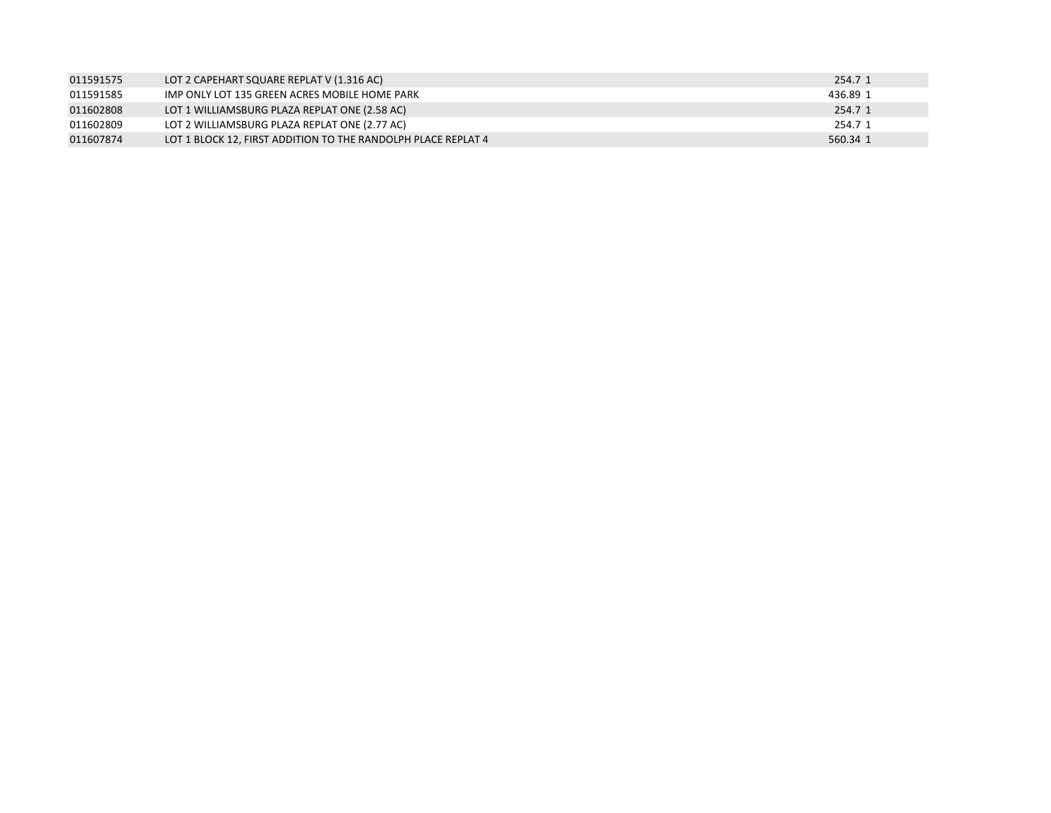| | | | |
|---|---|---|---|
| 011591575 | LOT 2 CAPEHART SQUARE REPLAT V (1.316 AC) | 254.7 | 1 |
| 011591585 | IMP ONLY LOT 135 GREEN ACRES MOBILE HOME PARK | 436.89 | 1 |
| 011602808 | LOT 1 WILLIAMSBURG PLAZA REPLAT ONE (2.58 AC) | 254.7 | 1 |
| 011602809 | LOT 2 WILLIAMSBURG PLAZA REPLAT ONE (2.77 AC) | 254.7 | 1 |
| 011607874 | LOT 1 BLOCK 12, FIRST ADDITION TO THE RANDOLPH PLACE REPLAT 4 | 560.34 | 1 |